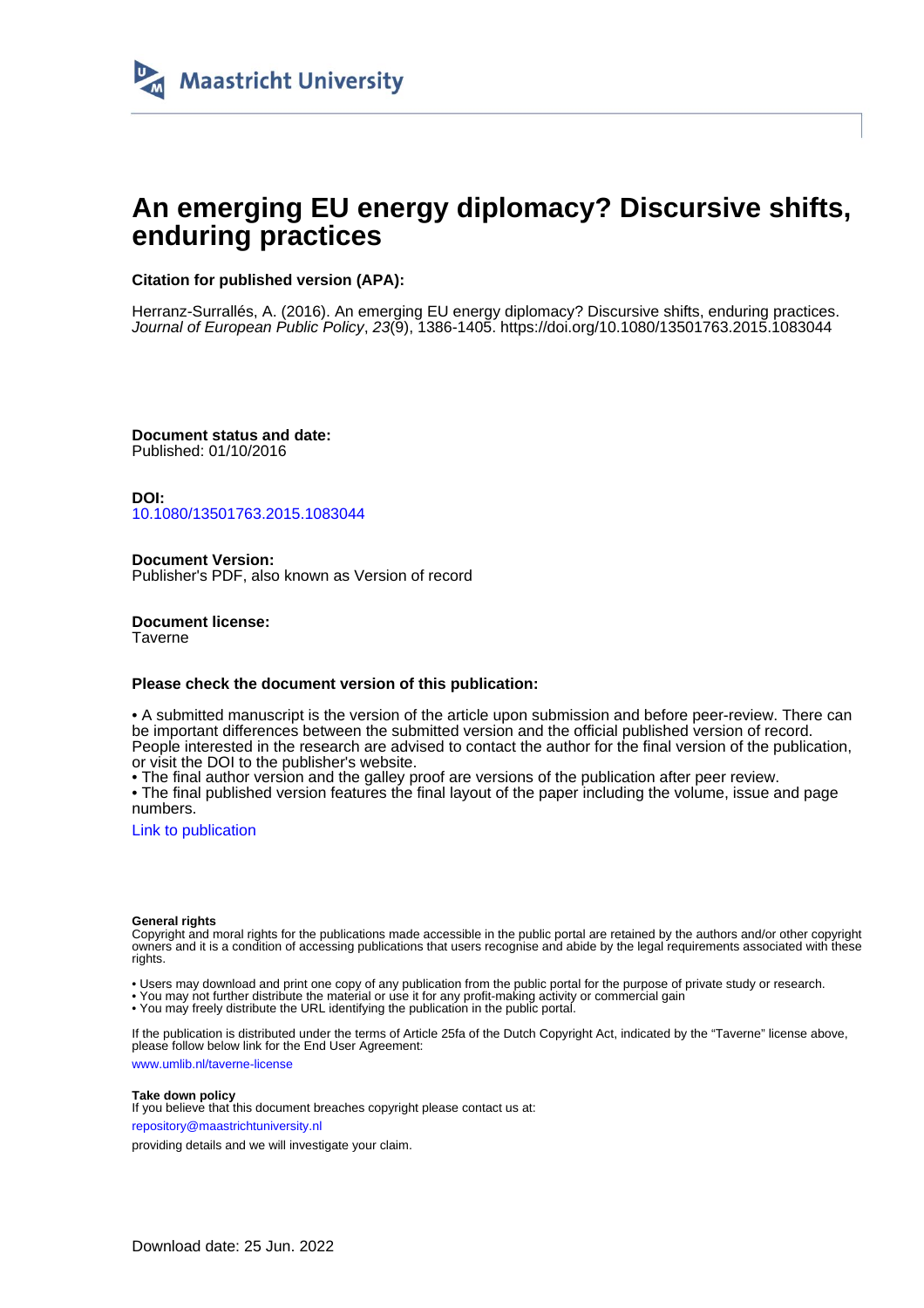Maastricht University

# An emerging EU energy diplomacy? Discursive shifts, enduring practices

**Citation for published version (APA):**

Herranz-Surrallés, A. (2016). An emerging EU energy diplomacy? Discursive shifts, enduring practices. *Journal of European Public Policy*, *23*(9), 1386-1405. https://doi.org/10.1080/13501763.2015.1083044

**Document status and date:**
Published: 01/10/2016

**DOI:**
10.1080/13501763.2015.1083044

**Document Version:**
Publisher's PDF, also known as Version of record

**Document license:**
Taverne

**Please check the document version of this publication:**

• A submitted manuscript is the version of the article upon submission and before peer-review. There can be important differences between the submitted version and the official published version of record. People interested in the research are advised to contact the author for the final version of the publication, or visit the DOI to the publisher's website.
• The final author version and the galley proof are versions of the publication after peer review.
• The final published version features the final layout of the paper including the volume, issue and page numbers.

Link to publication

**General rights**
Copyright and moral rights for the publications made accessible in the public portal are retained by the authors and/or other copyright owners and it is a condition of accessing publications that users recognise and abide by the legal requirements associated with these rights.

• Users may download and print one copy of any publication from the public portal for the purpose of private study or research.
• You may not further distribute the material or use it for any profit-making activity or commercial gain
• You may freely distribute the URL identifying the publication in the public portal.

If the publication is distributed under the terms of Article 25fa of the Dutch Copyright Act, indicated by the "Taverne" license above, please follow below link for the End User Agreement:

www.umlib.nl/taverne-license

**Take down policy**
If you believe that this document breaches copyright please contact us at:

repository@maastrichtuniversity.nl

providing details and we will investigate your claim.

Download date: 25 Jun. 2022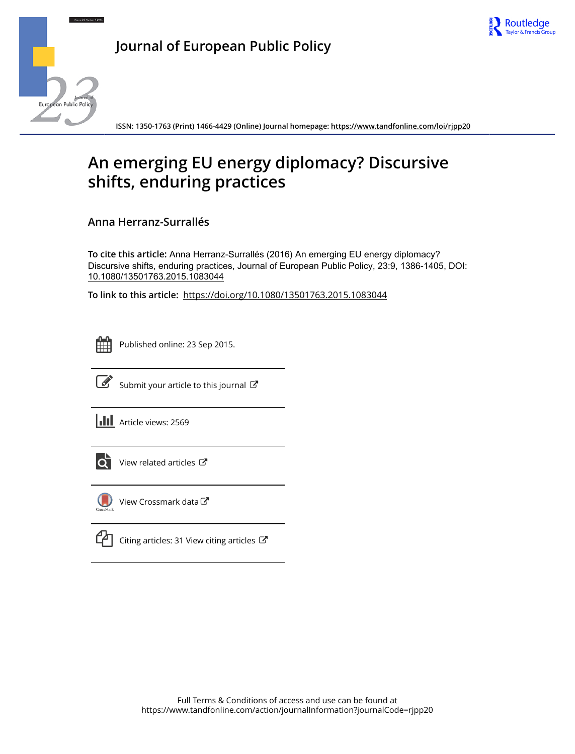# An emerging EU energy diplomacy? Discursive shifts, enduring practices

**Anna Herranz-Surrallés**

**To cite this article:** Anna Herranz-Surrallés (2016) An emerging EU energy diplomacy? Discursive shifts, enduring practices, Journal of European Public Policy, 23:9, 1386-1405, DOI: 10.1080/13501763.2015.1083044

**To link to this article:** https://doi.org/10.1080/13501763.2015.1083044

Published online: 23 Sep 2015.

Submit your article to this journal

Article views: 2569

View related articles

View Crossmark data

Citing articles: 31 View citing articles

Full Terms & Conditions of access and use can be found at https://www.tandfonline.com/action/journalInformation?journalCode=rjpp20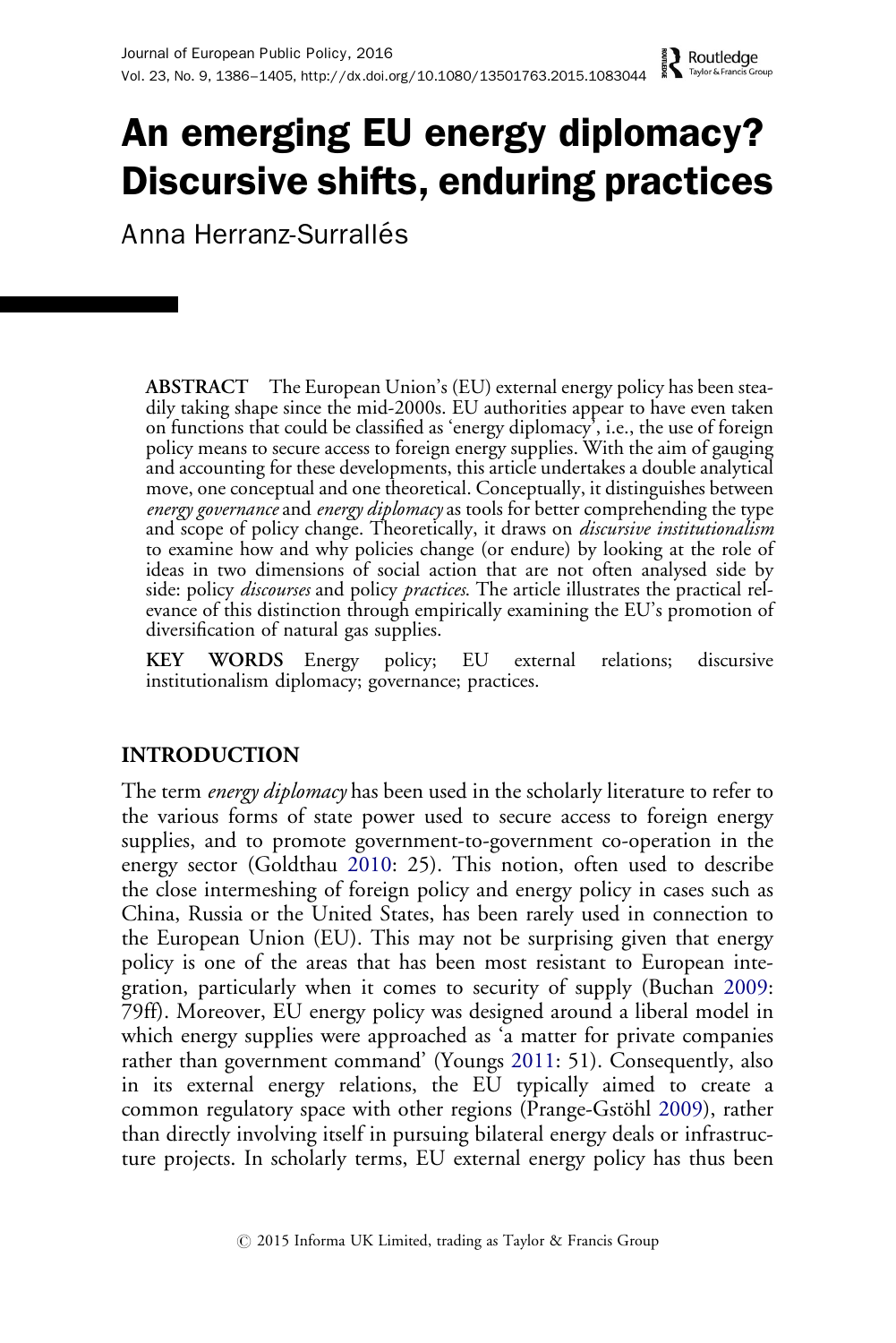# An emerging EU energy diplomacy? Discursive shifts, enduring practices

Anna Herranz-Surrallés

**ABSTRACT** The European Union's (EU) external energy policy has been steadily taking shape since the mid-2000s. EU authorities appear to have even taken on functions that could be classified as 'energy diplomacy', i.e., the use of foreign policy means to secure access to foreign energy supplies. With the aim of gauging and accounting for these developments, this article undertakes a double analytical move, one conceptual and one theoretical. Conceptually, it distinguishes between *energy governance* and *energy diplomacy* as tools for better comprehending the type and scope of policy change. Theoretically, it draws on *discursive institutionalism* to examine how and why policies change (or endure) by looking at the role of ideas in two dimensions of social action that are not often analysed side by side: policy *discourses* and policy *practices*. The article illustrates the practical relevance of this distinction through empirically examining the EU's promotion of diversification of natural gas supplies.

**KEY WORDS** Energy policy; EU external relations; discursive institutionalism diplomacy; governance; practices.

## INTRODUCTION

The term *energy diplomacy* has been used in the scholarly literature to refer to the various forms of state power used to secure access to foreign energy supplies, and to promote government-to-government co-operation in the energy sector (Goldthau 2010: 25). This notion, often used to describe the close intermeshing of foreign policy and energy policy in cases such as China, Russia or the United States, has been rarely used in connection to the European Union (EU). This may not be surprising given that energy policy is one of the areas that has been most resistant to European integration, particularly when it comes to security of supply (Buchan 2009: 79ff). Moreover, EU energy policy was designed around a liberal model in which energy supplies were approached as 'a matter for private companies rather than government command' (Youngs 2011: 51). Consequently, also in its external energy relations, the EU typically aimed to create a common regulatory space with other regions (Prange-Gstöhl 2009), rather than directly involving itself in pursuing bilateral energy deals or infrastructure projects. In scholarly terms, EU external energy policy has thus been

© 2015 Informa UK Limited, trading as Taylor & Francis Group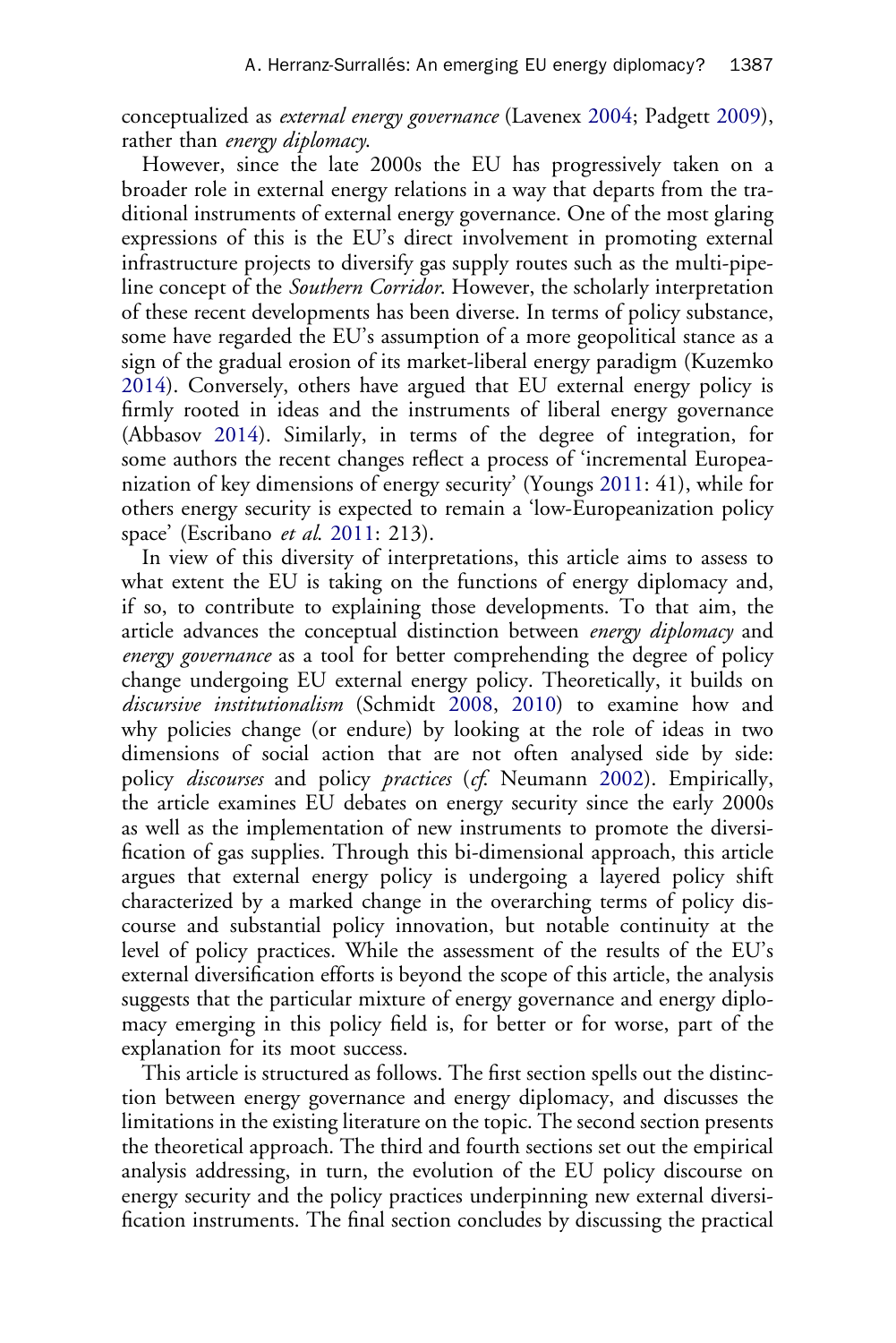conceptualized as *external energy governance* (Lavenex 2004; Padgett 2009), rather than *energy diplomacy*.

However, since the late 2000s the EU has progressively taken on a broader role in external energy relations in a way that departs from the traditional instruments of external energy governance. One of the most glaring expressions of this is the EU's direct involvement in promoting external infrastructure projects to diversify gas supply routes such as the multi-pipeline concept of the *Southern Corridor*. However, the scholarly interpretation of these recent developments has been diverse. In terms of policy substance, some have regarded the EU's assumption of a more geopolitical stance as a sign of the gradual erosion of its market-liberal energy paradigm (Kuzemko 2014). Conversely, others have argued that EU external energy policy is firmly rooted in ideas and the instruments of liberal energy governance (Abbasov 2014). Similarly, in terms of the degree of integration, for some authors the recent changes reflect a process of 'incremental Europeanization of key dimensions of energy security' (Youngs 2011: 41), while for others energy security is expected to remain a 'low-Europeanization policy space' (Escribano *et al.* 2011: 213).

In view of this diversity of interpretations, this article aims to assess to what extent the EU is taking on the functions of energy diplomacy and, if so, to contribute to explaining those developments. To that aim, the article advances the conceptual distinction between *energy diplomacy* and *energy governance* as a tool for better comprehending the degree of policy change undergoing EU external energy policy. Theoretically, it builds on *discursive institutionalism* (Schmidt 2008, 2010) to examine how and why policies change (or endure) by looking at the role of ideas in two dimensions of social action that are not often analysed side by side: policy *discourses* and policy *practices* (*cf.* Neumann 2002). Empirically, the article examines EU debates on energy security since the early 2000s as well as the implementation of new instruments to promote the diversification of gas supplies. Through this bi-dimensional approach, this article argues that external energy policy is undergoing a layered policy shift characterized by a marked change in the overarching terms of policy discourse and substantial policy innovation, but notable continuity at the level of policy practices. While the assessment of the results of the EU's external diversification efforts is beyond the scope of this article, the analysis suggests that the particular mixture of energy governance and energy diplomacy emerging in this policy field is, for better or for worse, part of the explanation for its moot success.

This article is structured as follows. The first section spells out the distinction between energy governance and energy diplomacy, and discusses the limitations in the existing literature on the topic. The second section presents the theoretical approach. The third and fourth sections set out the empirical analysis addressing, in turn, the evolution of the EU policy discourse on energy security and the policy practices underpinning new external diversification instruments. The final section concludes by discussing the practical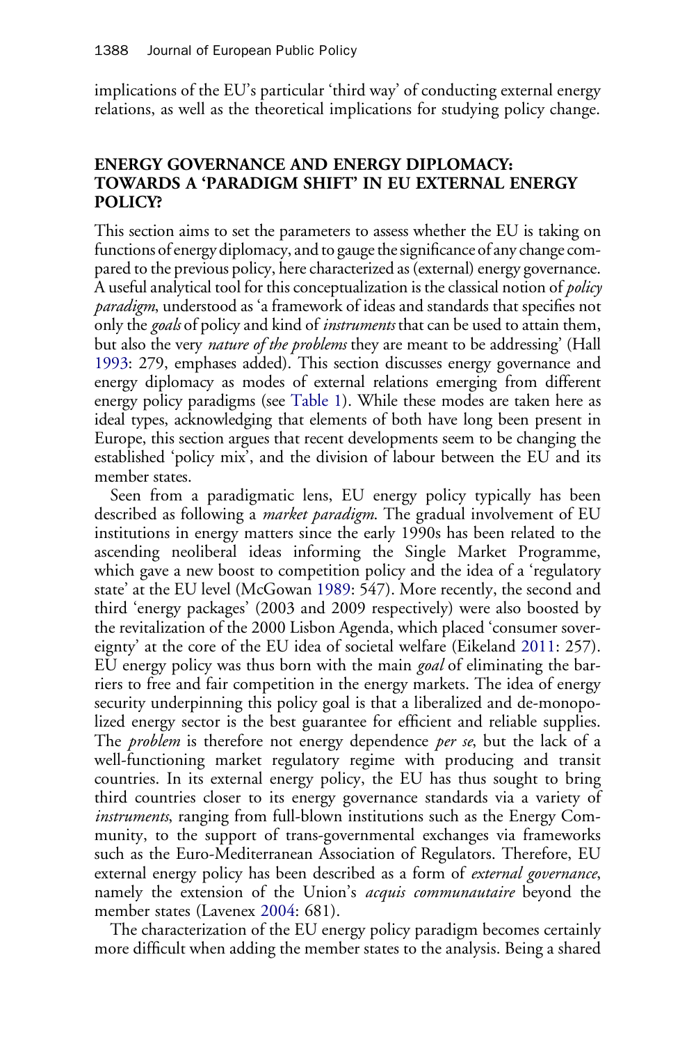implications of the EU's particular 'third way' of conducting external energy relations, as well as the theoretical implications for studying policy change.

## ENERGY GOVERNANCE AND ENERGY DIPLOMACY: TOWARDS A 'PARADIGM SHIFT' IN EU EXTERNAL ENERGY POLICY?

This section aims to set the parameters to assess whether the EU is taking on functions of energy diplomacy, and to gauge the significance of any change compared to the previous policy, here characterized as (external) energy governance. A useful analytical tool for this conceptualization is the classical notion of *policy paradigm*, understood as 'a framework of ideas and standards that specifies not only the *goals* of policy and kind of *instruments* that can be used to attain them, but also the very *nature of the problems* they are meant to be addressing' (Hall 1993: 279, emphases added). This section discusses energy governance and energy diplomacy as modes of external relations emerging from different energy policy paradigms (see Table 1). While these modes are taken here as ideal types, acknowledging that elements of both have long been present in Europe, this section argues that recent developments seem to be changing the established 'policy mix', and the division of labour between the EU and its member states.

Seen from a paradigmatic lens, EU energy policy typically has been described as following a *market paradigm*. The gradual involvement of EU institutions in energy matters since the early 1990s has been related to the ascending neoliberal ideas informing the Single Market Programme, which gave a new boost to competition policy and the idea of a 'regulatory state' at the EU level (McGowan 1989: 547). More recently, the second and third 'energy packages' (2003 and 2009 respectively) were also boosted by the revitalization of the 2000 Lisbon Agenda, which placed 'consumer sovereignty' at the core of the EU idea of societal welfare (Eikeland 2011: 257). EU energy policy was thus born with the main *goal* of eliminating the barriers to free and fair competition in the energy markets. The idea of energy security underpinning this policy goal is that a liberalized and de-monopolized energy sector is the best guarantee for efficient and reliable supplies. The *problem* is therefore not energy dependence *per se*, but the lack of a well-functioning market regulatory regime with producing and transit countries. In its external energy policy, the EU has thus sought to bring third countries closer to its energy governance standards via a variety of *instruments*, ranging from full-blown institutions such as the Energy Community, to the support of trans-governmental exchanges via frameworks such as the Euro-Mediterranean Association of Regulators. Therefore, EU external energy policy has been described as a form of *external governance*, namely the extension of the Union's *acquis communautaire* beyond the member states (Lavenex 2004: 681).

The characterization of the EU energy policy paradigm becomes certainly more difficult when adding the member states to the analysis. Being a shared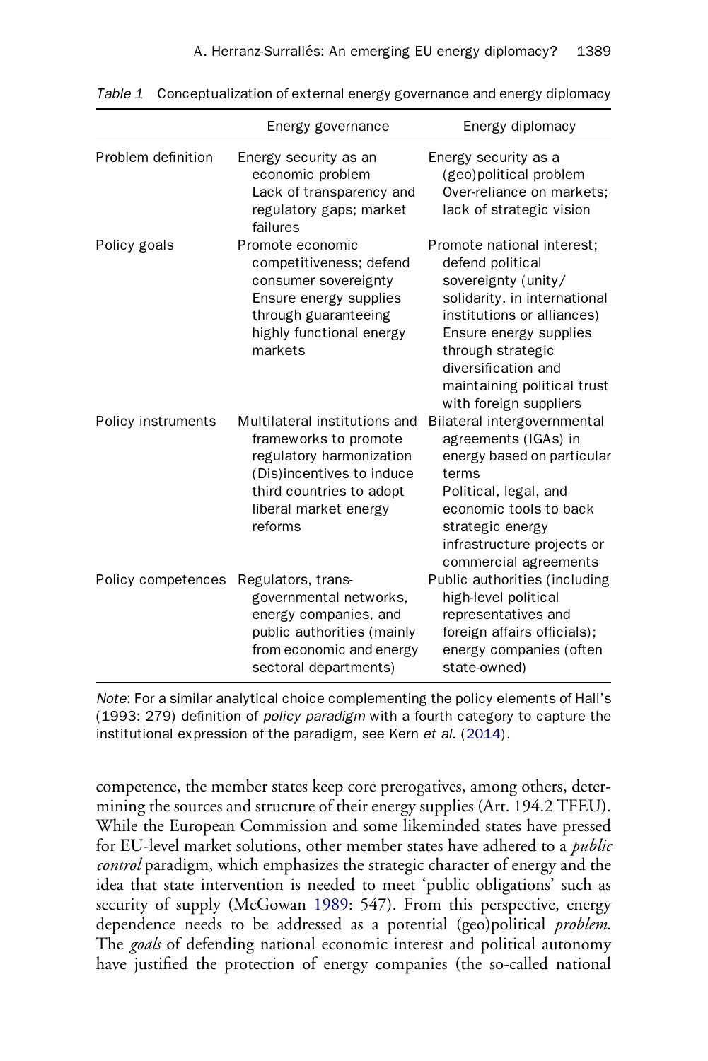*Table 1* Conceptualization of external energy governance and energy diplomacy

| | Energy governance | Energy diplomacy |
|---|---|---|
| Problem definition | Energy security as an economic problem<br>Lack of transparency and regulatory gaps; market failures | Energy security as a (geo)political problem<br>Over-reliance on markets; lack of strategic vision |
| Policy goals | Promote economic competitiveness; defend consumer sovereignty<br>Ensure energy supplies through guaranteeing highly functional energy markets | Promote national interest; defend political sovereignty (unity/solidarity, in international institutions or alliances)<br>Ensure energy supplies through strategic diversification and maintaining political trust with foreign suppliers |
| Policy instruments | Multilateral institutions and frameworks to promote regulatory harmonization<br>(Dis)incentives to induce third countries to adopt liberal market energy reforms | Bilateral intergovernmental agreements (IGAs) in energy based on particular terms<br>Political, legal, and economic tools to back strategic energy infrastructure projects or commercial agreements |
| Policy competences | Regulators, trans-governmental networks, energy companies, and public authorities (mainly from economic and energy sectoral departments) | Public authorities (including high-level political representatives and foreign affairs officials); energy companies (often state-owned) |

*Note*: For a similar analytical choice complementing the policy elements of Hall's (1993: 279) definition of *policy paradigm* with a fourth category to capture the institutional expression of the paradigm, see Kern *et al*. (2014).

competence, the member states keep core prerogatives, among others, determining the sources and structure of their energy supplies (Art. 194.2 TFEU). While the European Commission and some likeminded states have pressed for EU-level market solutions, other member states have adhered to a *public control* paradigm, which emphasizes the strategic character of energy and the idea that state intervention is needed to meet 'public obligations' such as security of supply (McGowan 1989: 547). From this perspective, energy dependence needs to be addressed as a potential (geo)political *problem*. The *goals* of defending national economic interest and political autonomy have justified the protection of energy companies (the so-called national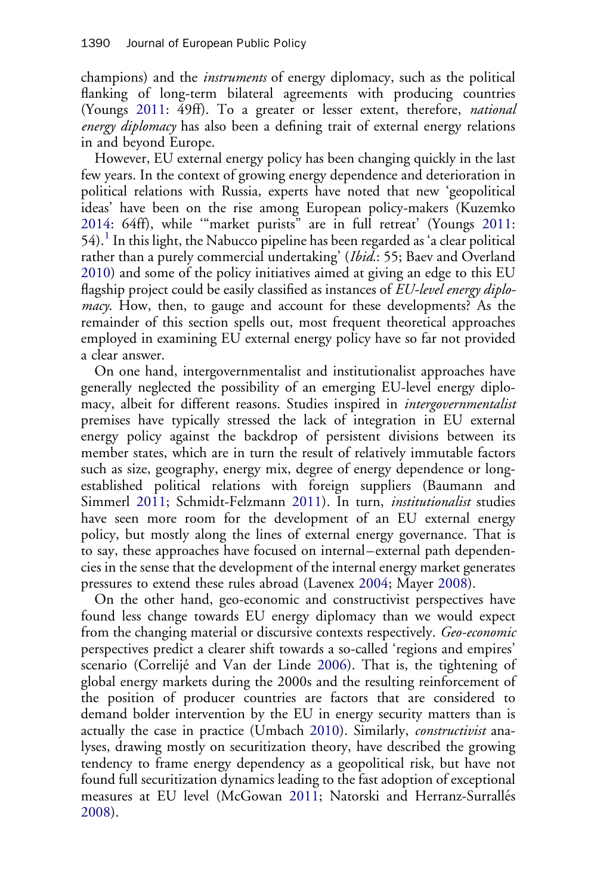champions) and the *instruments* of energy diplomacy, such as the political flanking of long-term bilateral agreements with producing countries (Youngs 2011: 49ff). To a greater or lesser extent, therefore, *national energy diplomacy* has also been a defining trait of external energy relations in and beyond Europe.

However, EU external energy policy has been changing quickly in the last few years. In the context of growing energy dependence and deterioration in political relations with Russia, experts have noted that new 'geopolitical ideas' have been on the rise among European policy-makers (Kuzemko 2014: 64ff), while '"market purists" are in full retreat' (Youngs 2011: 54).[1] In this light, the Nabucco pipeline has been regarded as 'a clear political rather than a purely commercial undertaking' (*Ibid*.: 55; Baev and Overland 2010) and some of the policy initiatives aimed at giving an edge to this EU flagship project could be easily classified as instances of *EU-level energy diplomacy*. How, then, to gauge and account for these developments? As the remainder of this section spells out, most frequent theoretical approaches employed in examining EU external energy policy have so far not provided a clear answer.

On one hand, intergovernmentalist and institutionalist approaches have generally neglected the possibility of an emerging EU-level energy diplomacy, albeit for different reasons. Studies inspired in *intergovernmentalist* premises have typically stressed the lack of integration in EU external energy policy against the backdrop of persistent divisions between its member states, which are in turn the result of relatively immutable factors such as size, geography, energy mix, degree of energy dependence or long-established political relations with foreign suppliers (Baumann and Simmerl 2011; Schmidt-Felzmann 2011). In turn, *institutionalist* studies have seen more room for the development of an EU external energy policy, but mostly along the lines of external energy governance. That is to say, these approaches have focused on internal–external path dependencies in the sense that the development of the internal energy market generates pressures to extend these rules abroad (Lavenex 2004; Mayer 2008).

On the other hand, geo-economic and constructivist perspectives have found less change towards EU energy diplomacy than we would expect from the changing material or discursive contexts respectively. *Geo-economic* perspectives predict a clearer shift towards a so-called 'regions and empires' scenario (Correlijé and Van der Linde 2006). That is, the tightening of global energy markets during the 2000s and the resulting reinforcement of the position of producer countries are factors that are considered to demand bolder intervention by the EU in energy security matters than is actually the case in practice (Umbach 2010). Similarly, *constructivist* analyses, drawing mostly on securitization theory, have described the growing tendency to frame energy dependency as a geopolitical risk, but have not found full securitization dynamics leading to the fast adoption of exceptional measures at EU level (McGowan 2011; Natorski and Herranz-Surrallés 2008).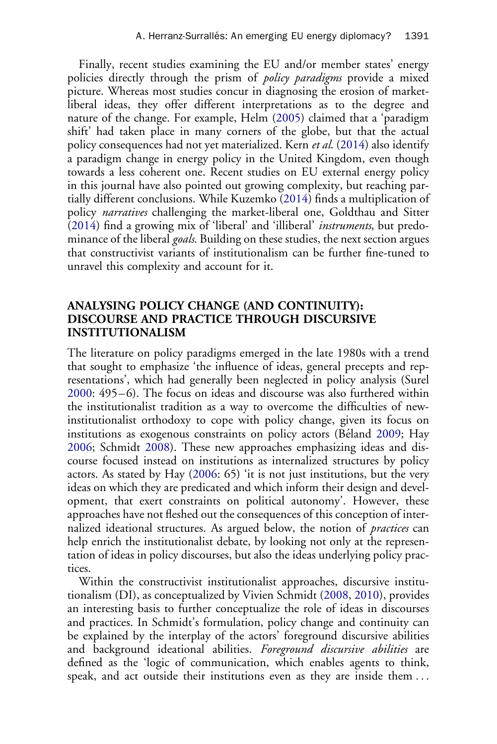Finally, recent studies examining the EU and/or member states' energy policies directly through the prism of *policy paradigms* provide a mixed picture. Whereas most studies concur in diagnosing the erosion of market-liberal ideas, they offer different interpretations as to the degree and nature of the change. For example, Helm (2005) claimed that a 'paradigm shift' had taken place in many corners of the globe, but that the actual policy consequences had not yet materialized. Kern *et al.* (2014) also identify a paradigm change in energy policy in the United Kingdom, even though towards a less coherent one. Recent studies on EU external energy policy in this journal have also pointed out growing complexity, but reaching partially different conclusions. While Kuzemko (2014) finds a multiplication of policy *narratives* challenging the market-liberal one, Goldthau and Sitter (2014) find a growing mix of 'liberal' and 'illiberal' *instruments*, but predominance of the liberal *goals*. Building on these studies, the next section argues that constructivist variants of institutionalism can be further fine-tuned to unravel this complexity and account for it.

## ANALYSING POLICY CHANGE (AND CONTINUITY): DISCOURSE AND PRACTICE THROUGH DISCURSIVE INSTITUTIONALISM

The literature on policy paradigms emerged in the late 1980s with a trend that sought to emphasize 'the influence of ideas, general precepts and representations', which had generally been neglected in policy analysis (Surel 2000: 495–6). The focus on ideas and discourse was also furthered within the institutionalist tradition as a way to overcome the difficulties of new-institutionalist orthodoxy to cope with policy change, given its focus on institutions as exogenous constraints on policy actors (Béland 2009; Hay 2006; Schmidt 2008). These new approaches emphasizing ideas and discourse focused instead on institutions as internalized structures by policy actors. As stated by Hay (2006: 65) 'it is not just institutions, but the very ideas on which they are predicated and which inform their design and development, that exert constraints on political autonomy'. However, these approaches have not fleshed out the consequences of this conception of internalized ideational structures. As argued below, the notion of *practices* can help enrich the institutionalist debate, by looking not only at the representation of ideas in policy discourses, but also the ideas underlying policy practices.

Within the constructivist institutionalist approaches, discursive institutionalism (DI), as conceptualized by Vivien Schmidt (2008, 2010), provides an interesting basis to further conceptualize the role of ideas in discourses and practices. In Schmidt's formulation, policy change and continuity can be explained by the interplay of the actors' foreground discursive abilities and background ideational abilities. *Foreground discursive abilities* are defined as the 'logic of communication, which enables agents to think, speak, and act outside their institutions even as they are inside them ...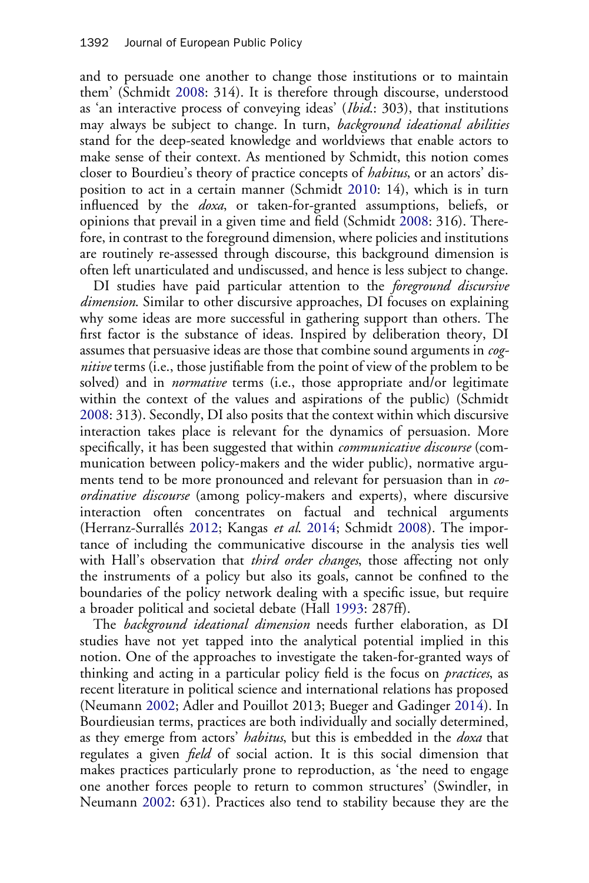and to persuade one another to change those institutions or to maintain them' (Schmidt 2008: 314). It is therefore through discourse, understood as 'an interactive process of conveying ideas' (*Ibid*.: 303), that institutions may always be subject to change. In turn, *background ideational abilities* stand for the deep-seated knowledge and worldviews that enable actors to make sense of their context. As mentioned by Schmidt, this notion comes closer to Bourdieu's theory of practice concepts of *habitus*, or an actors' disposition to act in a certain manner (Schmidt 2010: 14), which is in turn influenced by the *doxa*, or taken-for-granted assumptions, beliefs, or opinions that prevail in a given time and field (Schmidt 2008: 316). Therefore, in contrast to the foreground dimension, where policies and institutions are routinely re-assessed through discourse, this background dimension is often left unarticulated and undiscussed, and hence is less subject to change.

DI studies have paid particular attention to the *foreground discursive dimension*. Similar to other discursive approaches, DI focuses on explaining why some ideas are more successful in gathering support than others. The first factor is the substance of ideas. Inspired by deliberation theory, DI assumes that persuasive ideas are those that combine sound arguments in *cognitive* terms (i.e., those justifiable from the point of view of the problem to be solved) and in *normative* terms (i.e., those appropriate and/or legitimate within the context of the values and aspirations of the public) (Schmidt 2008: 313). Secondly, DI also posits that the context within which discursive interaction takes place is relevant for the dynamics of persuasion. More specifically, it has been suggested that within *communicative discourse* (communication between policy-makers and the wider public), normative arguments tend to be more pronounced and relevant for persuasion than in *co-ordinative discourse* (among policy-makers and experts), where discursive interaction often concentrates on factual and technical arguments (Herranz-Surrallés 2012; Kangas *et al.* 2014; Schmidt 2008). The importance of including the communicative discourse in the analysis ties well with Hall's observation that *third order changes*, those affecting not only the instruments of a policy but also its goals, cannot be confined to the boundaries of the policy network dealing with a specific issue, but require a broader political and societal debate (Hall 1993: 287ff).

The *background ideational dimension* needs further elaboration, as DI studies have not yet tapped into the analytical potential implied in this notion. One of the approaches to investigate the taken-for-granted ways of thinking and acting in a particular policy field is the focus on *practices*, as recent literature in political science and international relations has proposed (Neumann 2002; Adler and Pouillot 2013; Bueger and Gadinger 2014). In Bourdieusian terms, practices are both individually and socially determined, as they emerge from actors' *habitus*, but this is embedded in the *doxa* that regulates a given *field* of social action. It is this social dimension that makes practices particularly prone to reproduction, as 'the need to engage one another forces people to return to common structures' (Swindler, in Neumann 2002: 631). Practices also tend to stability because they are the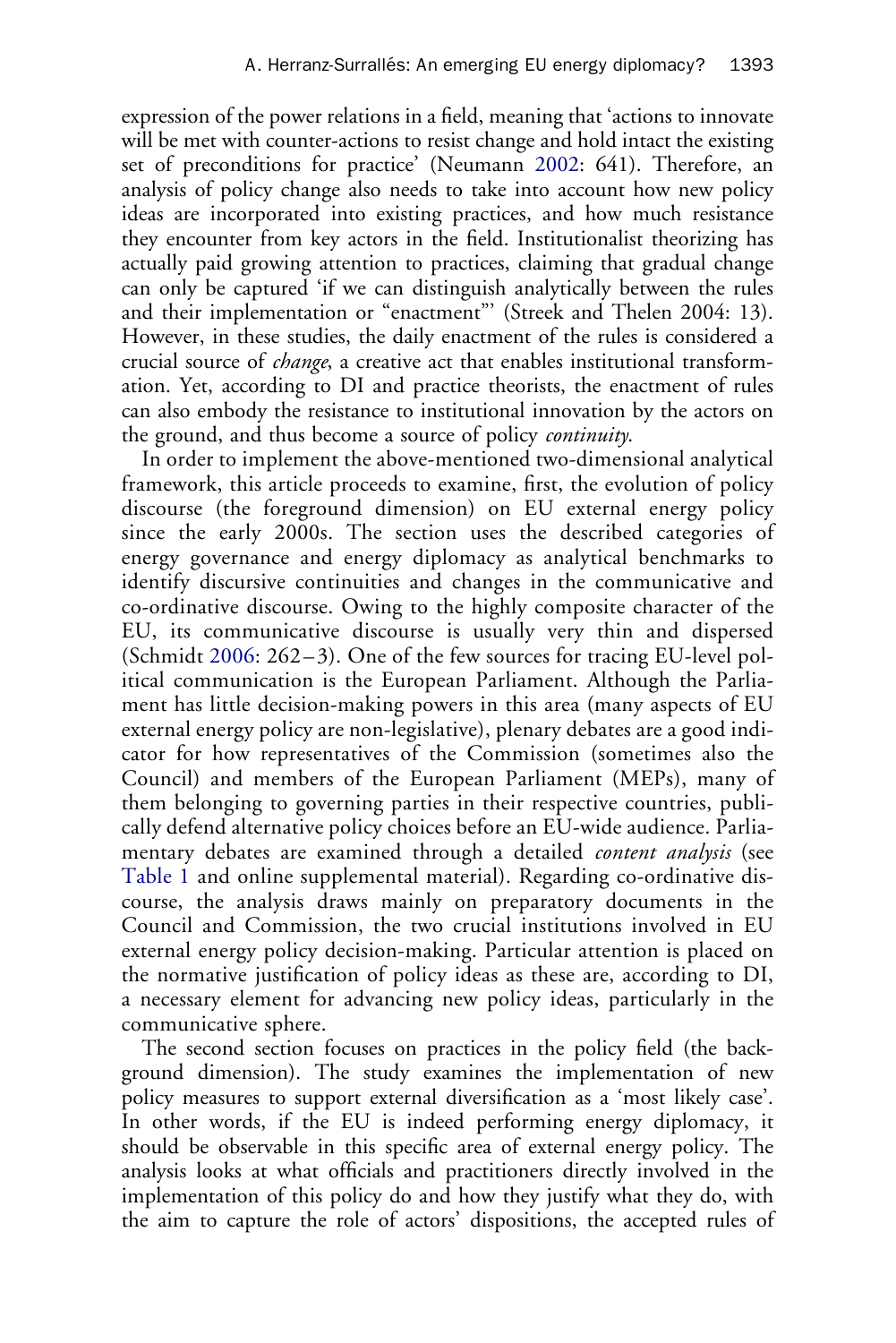expression of the power relations in a field, meaning that 'actions to innovate will be met with counter-actions to resist change and hold intact the existing set of preconditions for practice' (Neumann 2002: 641). Therefore, an analysis of policy change also needs to take into account how new policy ideas are incorporated into existing practices, and how much resistance they encounter from key actors in the field. Institutionalist theorizing has actually paid growing attention to practices, claiming that gradual change can only be captured 'if we can distinguish analytically between the rules and their implementation or "enactment"' (Streek and Thelen 2004: 13). However, in these studies, the daily enactment of the rules is considered a crucial source of *change*, a creative act that enables institutional transformation. Yet, according to DI and practice theorists, the enactment of rules can also embody the resistance to institutional innovation by the actors on the ground, and thus become a source of policy *continuity*.

In order to implement the above-mentioned two-dimensional analytical framework, this article proceeds to examine, first, the evolution of policy discourse (the foreground dimension) on EU external energy policy since the early 2000s. The section uses the described categories of energy governance and energy diplomacy as analytical benchmarks to identify discursive continuities and changes in the communicative and co-ordinative discourse. Owing to the highly composite character of the EU, its communicative discourse is usually very thin and dispersed (Schmidt 2006: 262–3). One of the few sources for tracing EU-level political communication is the European Parliament. Although the Parliament has little decision-making powers in this area (many aspects of EU external energy policy are non-legislative), plenary debates are a good indicator for how representatives of the Commission (sometimes also the Council) and members of the European Parliament (MEPs), many of them belonging to governing parties in their respective countries, publically defend alternative policy choices before an EU-wide audience. Parliamentary debates are examined through a detailed *content analysis* (see Table 1 and online supplemental material). Regarding co-ordinative discourse, the analysis draws mainly on preparatory documents in the Council and Commission, the two crucial institutions involved in EU external energy policy decision-making. Particular attention is placed on the normative justification of policy ideas as these are, according to DI, a necessary element for advancing new policy ideas, particularly in the communicative sphere.

The second section focuses on practices in the policy field (the background dimension). The study examines the implementation of new policy measures to support external diversification as a 'most likely case'. In other words, if the EU is indeed performing energy diplomacy, it should be observable in this specific area of external energy policy. The analysis looks at what officials and practitioners directly involved in the implementation of this policy do and how they justify what they do, with the aim to capture the role of actors' dispositions, the accepted rules of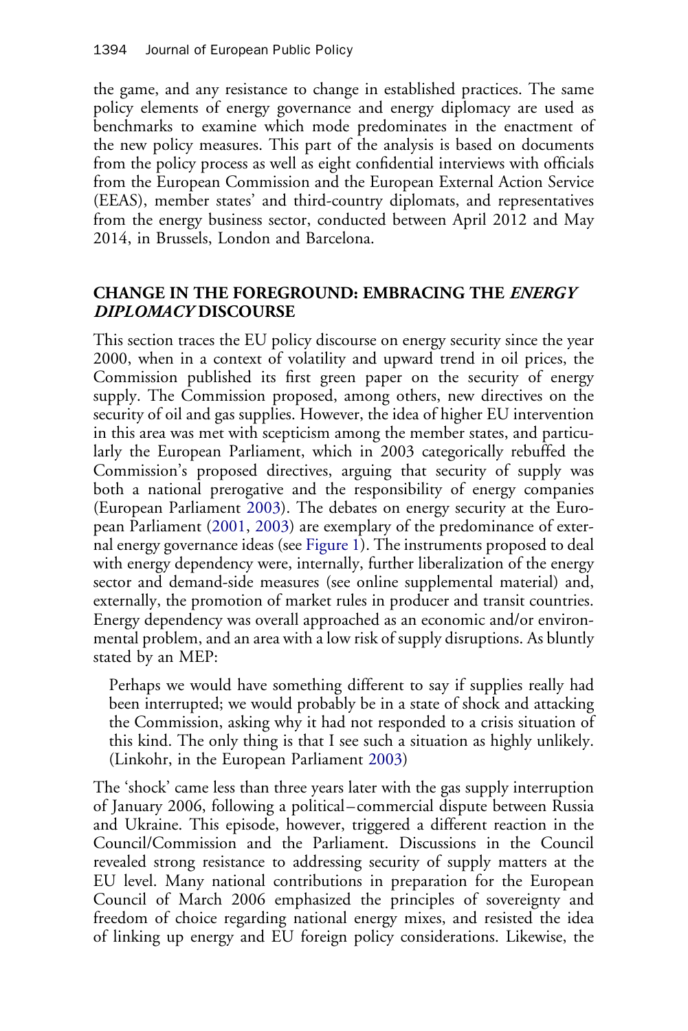the game, and any resistance to change in established practices. The same policy elements of energy governance and energy diplomacy are used as benchmarks to examine which mode predominates in the enactment of the new policy measures. This part of the analysis is based on documents from the policy process as well as eight confidential interviews with officials from the European Commission and the European External Action Service (EEAS), member states' and third-country diplomats, and representatives from the energy business sector, conducted between April 2012 and May 2014, in Brussels, London and Barcelona.

## CHANGE IN THE FOREGROUND: EMBRACING THE *ENERGY DIPLOMACY* DISCOURSE

This section traces the EU policy discourse on energy security since the year 2000, when in a context of volatility and upward trend in oil prices, the Commission published its first green paper on the security of energy supply. The Commission proposed, among others, new directives on the security of oil and gas supplies. However, the idea of higher EU intervention in this area was met with scepticism among the member states, and particularly the European Parliament, which in 2003 categorically rebuffed the Commission's proposed directives, arguing that security of supply was both a national prerogative and the responsibility of energy companies (European Parliament 2003). The debates on energy security at the European Parliament (2001, 2003) are exemplary of the predominance of external energy governance ideas (see Figure 1). The instruments proposed to deal with energy dependency were, internally, further liberalization of the energy sector and demand-side measures (see online supplemental material) and, externally, the promotion of market rules in producer and transit countries. Energy dependency was overall approached as an economic and/or environmental problem, and an area with a low risk of supply disruptions. As bluntly stated by an MEP:

> Perhaps we would have something different to say if supplies really had been interrupted; we would probably be in a state of shock and attacking the Commission, asking why it had not responded to a crisis situation of this kind. The only thing is that I see such a situation as highly unlikely. (Linkohr, in the European Parliament 2003)

The 'shock' came less than three years later with the gas supply interruption of January 2006, following a political–commercial dispute between Russia and Ukraine. This episode, however, triggered a different reaction in the Council/Commission and the Parliament. Discussions in the Council revealed strong resistance to addressing security of supply matters at the EU level. Many national contributions in preparation for the European Council of March 2006 emphasized the principles of sovereignty and freedom of choice regarding national energy mixes, and resisted the idea of linking up energy and EU foreign policy considerations. Likewise, the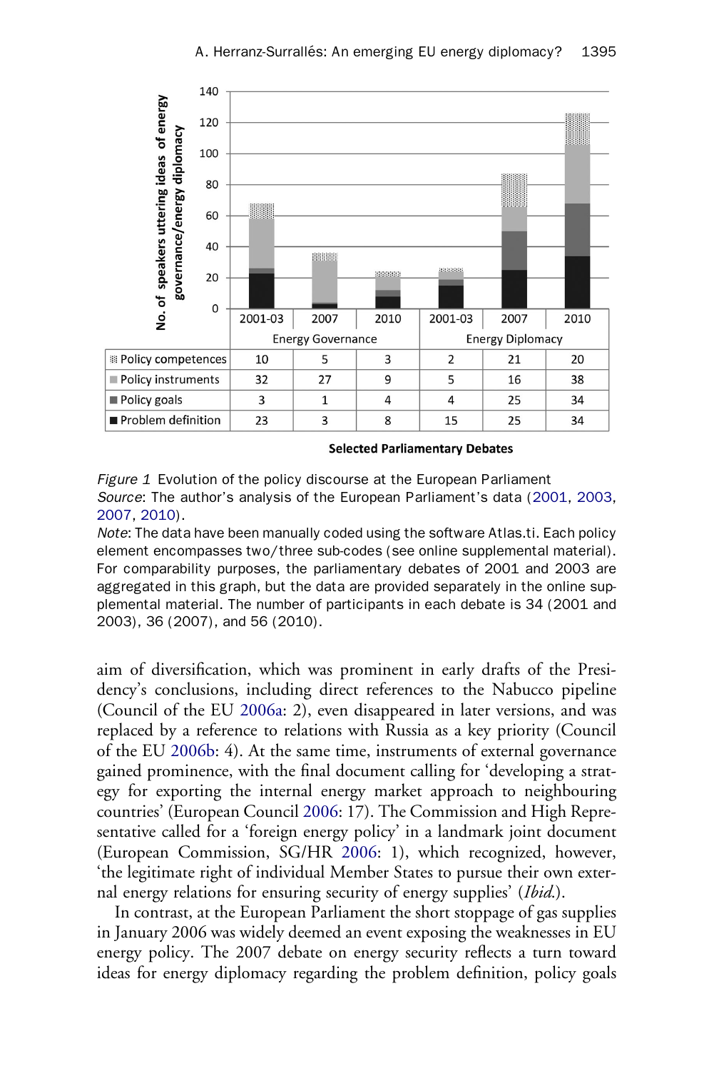| | Energy Governance | | | Energy Diplomacy | | |
|---|---|---|---|---|---|---|
| | 2001-03 | 2007 | 2010 | 2001-03 | 2007 | 2010 |
| Policy competences | 10 | 5 | 3 | 2 | 21 | 20 |
| Policy instruments | 32 | 27 | 9 | 5 | 16 | 38 |
| Policy goals | 3 | 1 | 4 | 4 | 25 | 34 |
| Problem definition | 23 | 3 | 8 | 15 | 25 | 34 |

Selected Parliamentary Debates

*Figure 1* Evolution of the policy discourse at the European Parliament

*Source*: The author's analysis of the European Parliament's data (2001, 2003, 2007, 2010).

*Note*: The data have been manually coded using the software Atlas.ti. Each policy element encompasses two/three sub-codes (see online supplemental material). For comparability purposes, the parliamentary debates of 2001 and 2003 are aggregated in this graph, but the data are provided separately in the online supplemental material. The number of participants in each debate is 34 (2001 and 2003), 36 (2007), and 56 (2010).

aim of diversification, which was prominent in early drafts of the Presidency's conclusions, including direct references to the Nabucco pipeline (Council of the EU 2006a: 2), even disappeared in later versions, and was replaced by a reference to relations with Russia as a key priority (Council of the EU 2006b: 4). At the same time, instruments of external governance gained prominence, with the final document calling for 'developing a strategy for exporting the internal energy market approach to neighbouring countries' (European Council 2006: 17). The Commission and High Representative called for a 'foreign energy policy' in a landmark joint document (European Commission, SG/HR 2006: 1), which recognized, however, 'the legitimate right of individual Member States to pursue their own external energy relations for ensuring security of energy supplies' (*Ibid.*).

In contrast, at the European Parliament the short stoppage of gas supplies in January 2006 was widely deemed an event exposing the weaknesses in EU energy policy. The 2007 debate on energy security reflects a turn toward ideas for energy diplomacy regarding the problem definition, policy goals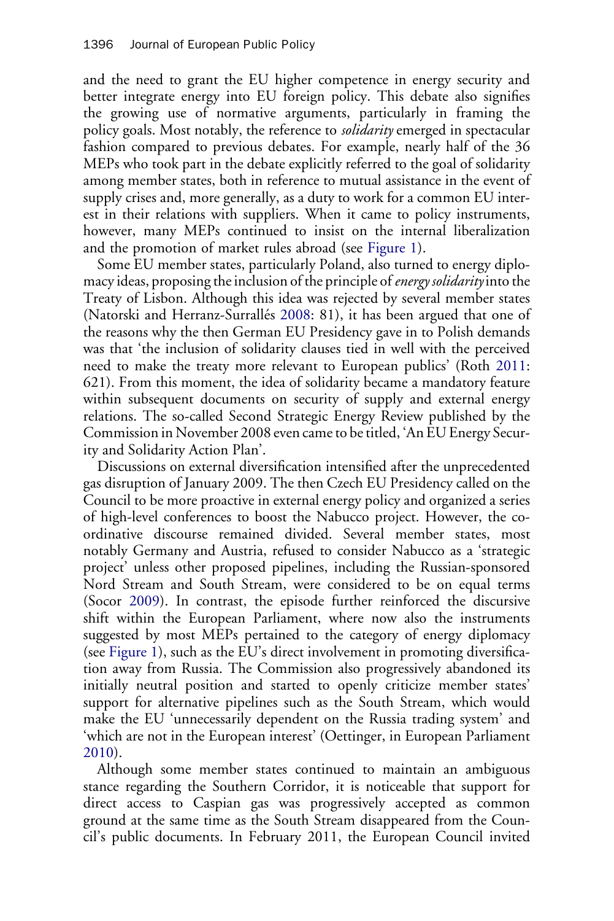and the need to grant the EU higher competence in energy security and better integrate energy into EU foreign policy. This debate also signifies the growing use of normative arguments, particularly in framing the policy goals. Most notably, the reference to *solidarity* emerged in spectacular fashion compared to previous debates. For example, nearly half of the 36 MEPs who took part in the debate explicitly referred to the goal of solidarity among member states, both in reference to mutual assistance in the event of supply crises and, more generally, as a duty to work for a common EU interest in their relations with suppliers. When it came to policy instruments, however, many MEPs continued to insist on the internal liberalization and the promotion of market rules abroad (see Figure 1).

Some EU member states, particularly Poland, also turned to energy diplomacy ideas, proposing the inclusion of the principle of *energy solidarity* into the Treaty of Lisbon. Although this idea was rejected by several member states (Natorski and Herranz-Surrallés 2008: 81), it has been argued that one of the reasons why the then German EU Presidency gave in to Polish demands was that 'the inclusion of solidarity clauses tied in well with the perceived need to make the treaty more relevant to European publics' (Roth 2011: 621). From this moment, the idea of solidarity became a mandatory feature within subsequent documents on security of supply and external energy relations. The so-called Second Strategic Energy Review published by the Commission in November 2008 even came to be titled, 'An EU Energy Security and Solidarity Action Plan'.

Discussions on external diversification intensified after the unprecedented gas disruption of January 2009. The then Czech EU Presidency called on the Council to be more proactive in external energy policy and organized a series of high-level conferences to boost the Nabucco project. However, the coordinative discourse remained divided. Several member states, most notably Germany and Austria, refused to consider Nabucco as a 'strategic project' unless other proposed pipelines, including the Russian-sponsored Nord Stream and South Stream, were considered to be on equal terms (Socor 2009). In contrast, the episode further reinforced the discursive shift within the European Parliament, where now also the instruments suggested by most MEPs pertained to the category of energy diplomacy (see Figure 1), such as the EU's direct involvement in promoting diversification away from Russia. The Commission also progressively abandoned its initially neutral position and started to openly criticize member states' support for alternative pipelines such as the South Stream, which would make the EU 'unnecessarily dependent on the Russia trading system' and 'which are not in the European interest' (Oettinger, in European Parliament 2010).

Although some member states continued to maintain an ambiguous stance regarding the Southern Corridor, it is noticeable that support for direct access to Caspian gas was progressively accepted as common ground at the same time as the South Stream disappeared from the Council's public documents. In February 2011, the European Council invited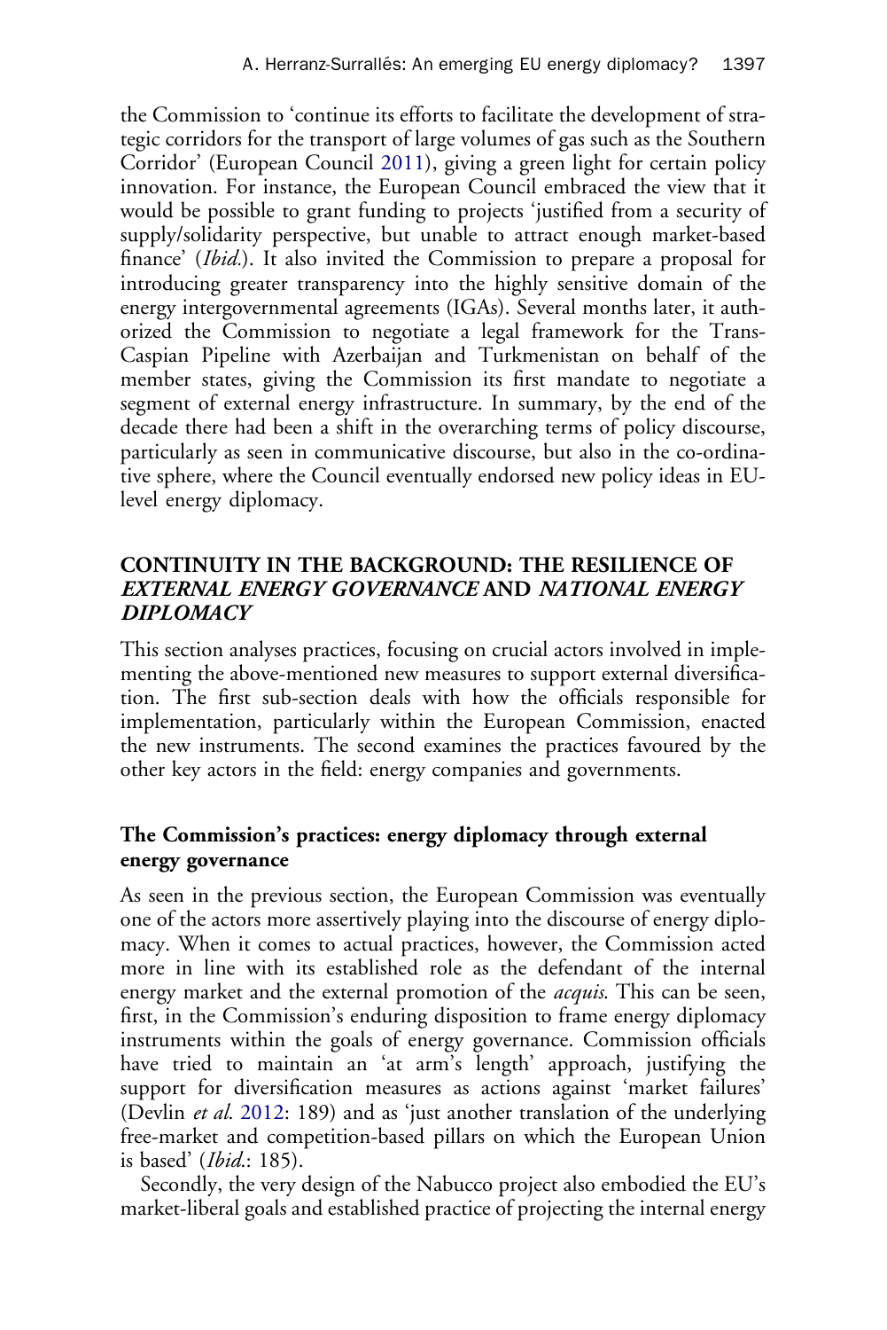the Commission to 'continue its efforts to facilitate the development of strategic corridors for the transport of large volumes of gas such as the Southern Corridor' (European Council 2011), giving a green light for certain policy innovation. For instance, the European Council embraced the view that it would be possible to grant funding to projects 'justified from a security of supply/solidarity perspective, but unable to attract enough market-based finance' (*Ibid.*). It also invited the Commission to prepare a proposal for introducing greater transparency into the highly sensitive domain of the energy intergovernmental agreements (IGAs). Several months later, it authorized the Commission to negotiate a legal framework for the Trans-Caspian Pipeline with Azerbaijan and Turkmenistan on behalf of the member states, giving the Commission its first mandate to negotiate a segment of external energy infrastructure. In summary, by the end of the decade there had been a shift in the overarching terms of policy discourse, particularly as seen in communicative discourse, but also in the co-ordinative sphere, where the Council eventually endorsed new policy ideas in EU-level energy diplomacy.

## CONTINUITY IN THE BACKGROUND: THE RESILIENCE OF *EXTERNAL ENERGY GOVERNANCE* AND *NATIONAL ENERGY DIPLOMACY*

This section analyses practices, focusing on crucial actors involved in implementing the above-mentioned new measures to support external diversification. The first sub-section deals with how the officials responsible for implementation, particularly within the European Commission, enacted the new instruments. The second examines the practices favoured by the other key actors in the field: energy companies and governments.

### The Commission's practices: energy diplomacy through external energy governance

As seen in the previous section, the European Commission was eventually one of the actors more assertively playing into the discourse of energy diplomacy. When it comes to actual practices, however, the Commission acted more in line with its established role as the defendant of the internal energy market and the external promotion of the *acquis*. This can be seen, first, in the Commission's enduring disposition to frame energy diplomacy instruments within the goals of energy governance. Commission officials have tried to maintain an 'at arm's length' approach, justifying the support for diversification measures as actions against 'market failures' (Devlin *et al.* 2012: 189) and as 'just another translation of the underlying free-market and competition-based pillars on which the European Union is based' (*Ibid.*: 185).

Secondly, the very design of the Nabucco project also embodied the EU's market-liberal goals and established practice of projecting the internal energy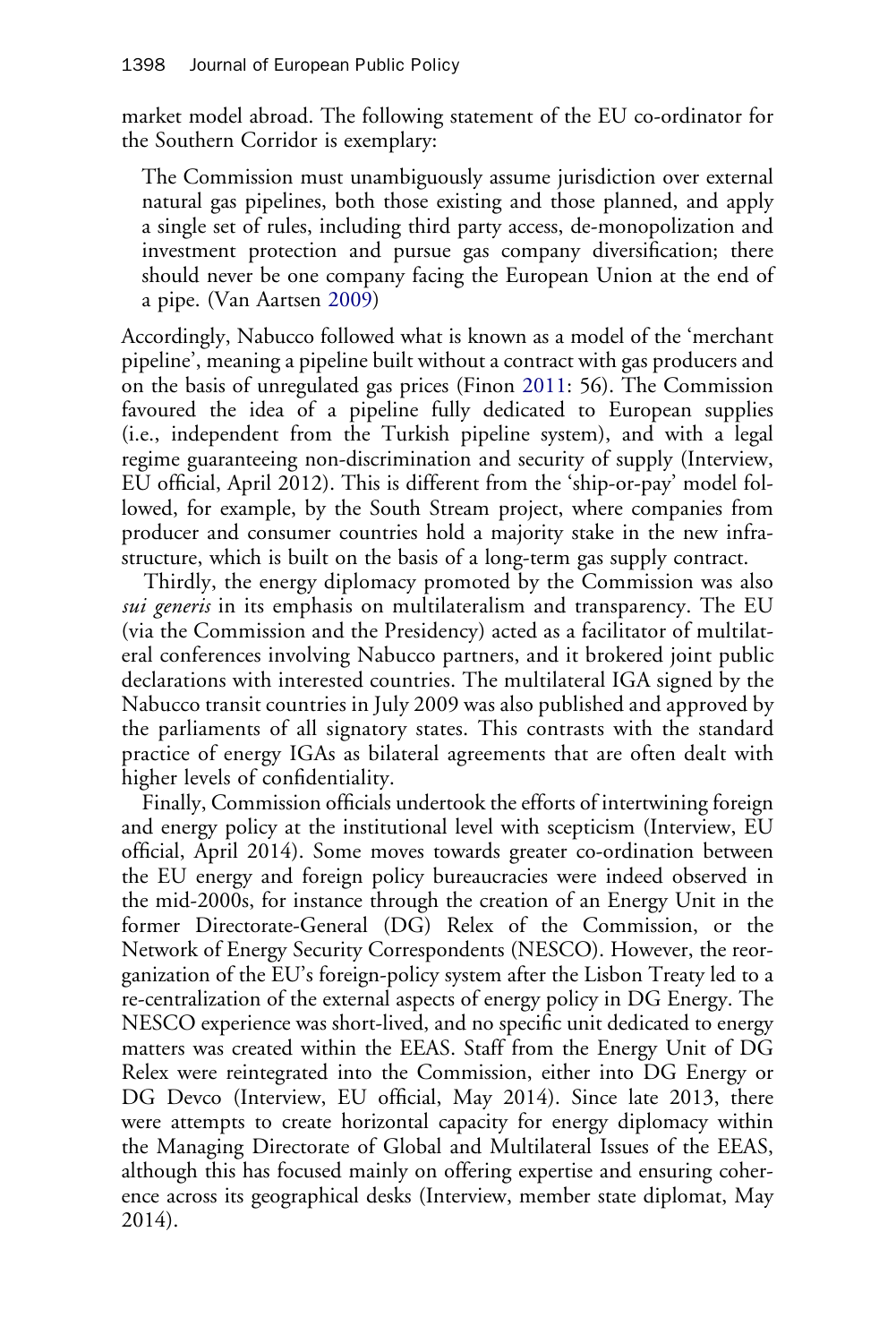market model abroad. The following statement of the EU co-ordinator for the Southern Corridor is exemplary:

> The Commission must unambiguously assume jurisdiction over external natural gas pipelines, both those existing and those planned, and apply a single set of rules, including third party access, de-monopolization and investment protection and pursue gas company diversification; there should never be one company facing the European Union at the end of a pipe. (Van Aartsen 2009)

Accordingly, Nabucco followed what is known as a model of the 'merchant pipeline', meaning a pipeline built without a contract with gas producers and on the basis of unregulated gas prices (Finon 2011: 56). The Commission favoured the idea of a pipeline fully dedicated to European supplies (i.e., independent from the Turkish pipeline system), and with a legal regime guaranteeing non-discrimination and security of supply (Interview, EU official, April 2012). This is different from the 'ship-or-pay' model followed, for example, by the South Stream project, where companies from producer and consumer countries hold a majority stake in the new infrastructure, which is built on the basis of a long-term gas supply contract.

Thirdly, the energy diplomacy promoted by the Commission was also *sui generis* in its emphasis on multilateralism and transparency. The EU (via the Commission and the Presidency) acted as a facilitator of multilateral conferences involving Nabucco partners, and it brokered joint public declarations with interested countries. The multilateral IGA signed by the Nabucco transit countries in July 2009 was also published and approved by the parliaments of all signatory states. This contrasts with the standard practice of energy IGAs as bilateral agreements that are often dealt with higher levels of confidentiality.

Finally, Commission officials undertook the efforts of intertwining foreign and energy policy at the institutional level with scepticism (Interview, EU official, April 2014). Some moves towards greater co-ordination between the EU energy and foreign policy bureaucracies were indeed observed in the mid-2000s, for instance through the creation of an Energy Unit in the former Directorate-General (DG) Relex of the Commission, or the Network of Energy Security Correspondents (NESCO). However, the reorganization of the EU's foreign-policy system after the Lisbon Treaty led to a re-centralization of the external aspects of energy policy in DG Energy. The NESCO experience was short-lived, and no specific unit dedicated to energy matters was created within the EEAS. Staff from the Energy Unit of DG Relex were reintegrated into the Commission, either into DG Energy or DG Devco (Interview, EU official, May 2014). Since late 2013, there were attempts to create horizontal capacity for energy diplomacy within the Managing Directorate of Global and Multilateral Issues of the EEAS, although this has focused mainly on offering expertise and ensuring coherence across its geographical desks (Interview, member state diplomat, May 2014).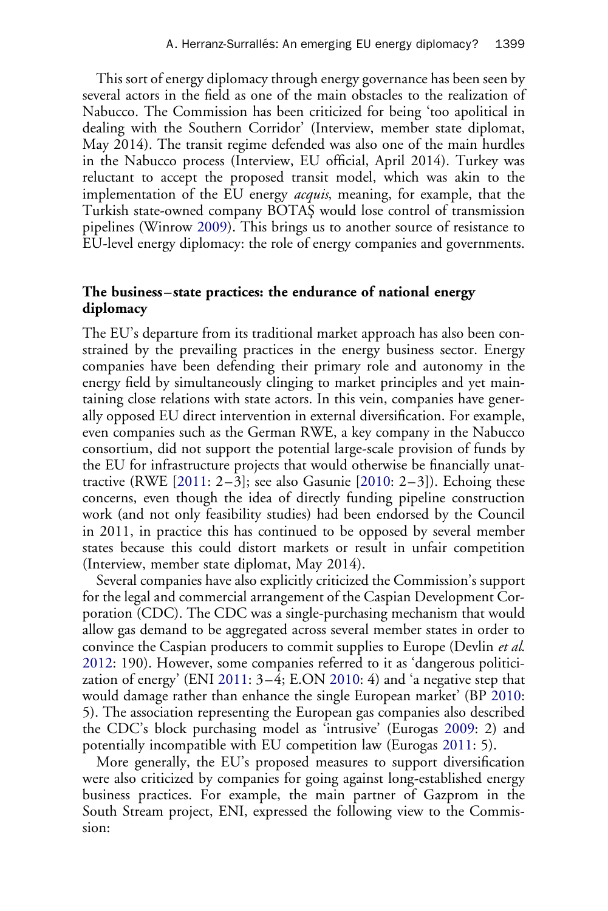This sort of energy diplomacy through energy governance has been seen by several actors in the field as one of the main obstacles to the realization of Nabucco. The Commission has been criticized for being 'too apolitical in dealing with the Southern Corridor' (Interview, member state diplomat, May 2014). The transit regime defended was also one of the main hurdles in the Nabucco process (Interview, EU official, April 2014). Turkey was reluctant to accept the proposed transit model, which was akin to the implementation of the EU energy *acquis*, meaning, for example, that the Turkish state-owned company BOTAŞ would lose control of transmission pipelines (Winrow 2009). This brings us to another source of resistance to EU-level energy diplomacy: the role of energy companies and governments.

### The business–state practices: the endurance of national energy diplomacy

The EU's departure from its traditional market approach has also been constrained by the prevailing practices in the energy business sector. Energy companies have been defending their primary role and autonomy in the energy field by simultaneously clinging to market principles and yet maintaining close relations with state actors. In this vein, companies have generally opposed EU direct intervention in external diversification. For example, even companies such as the German RWE, a key company in the Nabucco consortium, did not support the potential large-scale provision of funds by the EU for infrastructure projects that would otherwise be financially unattractive (RWE [2011: 2–3]; see also Gasunie [2010: 2–3]). Echoing these concerns, even though the idea of directly funding pipeline construction work (and not only feasibility studies) had been endorsed by the Council in 2011, in practice this has continued to be opposed by several member states because this could distort markets or result in unfair competition (Interview, member state diplomat, May 2014).

Several companies have also explicitly criticized the Commission's support for the legal and commercial arrangement of the Caspian Development Corporation (CDC). The CDC was a single-purchasing mechanism that would allow gas demand to be aggregated across several member states in order to convince the Caspian producers to commit supplies to Europe (Devlin *et al.* 2012: 190). However, some companies referred to it as 'dangerous politicization of energy' (ENI 2011: 3–4; E.ON 2010: 4) and 'a negative step that would damage rather than enhance the single European market' (BP 2010: 5). The association representing the European gas companies also described the CDC's block purchasing model as 'intrusive' (Eurogas 2009: 2) and potentially incompatible with EU competition law (Eurogas 2011: 5).

More generally, the EU's proposed measures to support diversification were also criticized by companies for going against long-established energy business practices. For example, the main partner of Gazprom in the South Stream project, ENI, expressed the following view to the Commission: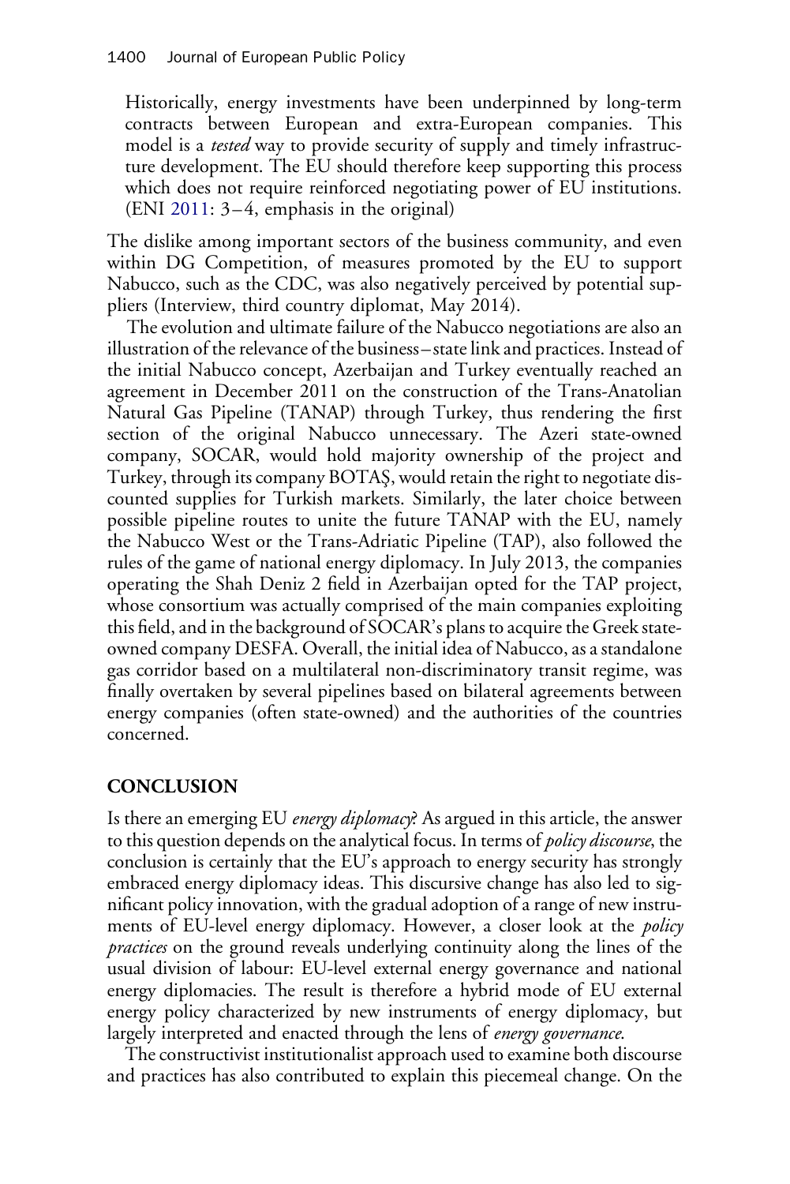> Historically, energy investments have been underpinned by long-term contracts between European and extra-European companies. This model is a *tested* way to provide security of supply and timely infrastructure development. The EU should therefore keep supporting this process which does not require reinforced negotiating power of EU institutions. (ENI 2011: 3–4, emphasis in the original)

The dislike among important sectors of the business community, and even within DG Competition, of measures promoted by the EU to support Nabucco, such as the CDC, was also negatively perceived by potential suppliers (Interview, third country diplomat, May 2014).

The evolution and ultimate failure of the Nabucco negotiations are also an illustration of the relevance of the business–state link and practices. Instead of the initial Nabucco concept, Azerbaijan and Turkey eventually reached an agreement in December 2011 on the construction of the Trans-Anatolian Natural Gas Pipeline (TANAP) through Turkey, thus rendering the first section of the original Nabucco unnecessary. The Azeri state-owned company, SOCAR, would hold majority ownership of the project and Turkey, through its company BOTAŞ, would retain the right to negotiate discounted supplies for Turkish markets. Similarly, the later choice between possible pipeline routes to unite the future TANAP with the EU, namely the Nabucco West or the Trans-Adriatic Pipeline (TAP), also followed the rules of the game of national energy diplomacy. In July 2013, the companies operating the Shah Deniz 2 field in Azerbaijan opted for the TAP project, whose consortium was actually comprised of the main companies exploiting this field, and in the background of SOCAR's plans to acquire the Greek state-owned company DESFA. Overall, the initial idea of Nabucco, as a standalone gas corridor based on a multilateral non-discriminatory transit regime, was finally overtaken by several pipelines based on bilateral agreements between energy companies (often state-owned) and the authorities of the countries concerned.

## CONCLUSION

Is there an emerging EU *energy diplomacy*? As argued in this article, the answer to this question depends on the analytical focus. In terms of *policy discourse*, the conclusion is certainly that the EU's approach to energy security has strongly embraced energy diplomacy ideas. This discursive change has also led to significant policy innovation, with the gradual adoption of a range of new instruments of EU-level energy diplomacy. However, a closer look at the *policy practices* on the ground reveals underlying continuity along the lines of the usual division of labour: EU-level external energy governance and national energy diplomacies. The result is therefore a hybrid mode of EU external energy policy characterized by new instruments of energy diplomacy, but largely interpreted and enacted through the lens of *energy governance*.

The constructivist institutionalist approach used to examine both discourse and practices has also contributed to explain this piecemeal change. On the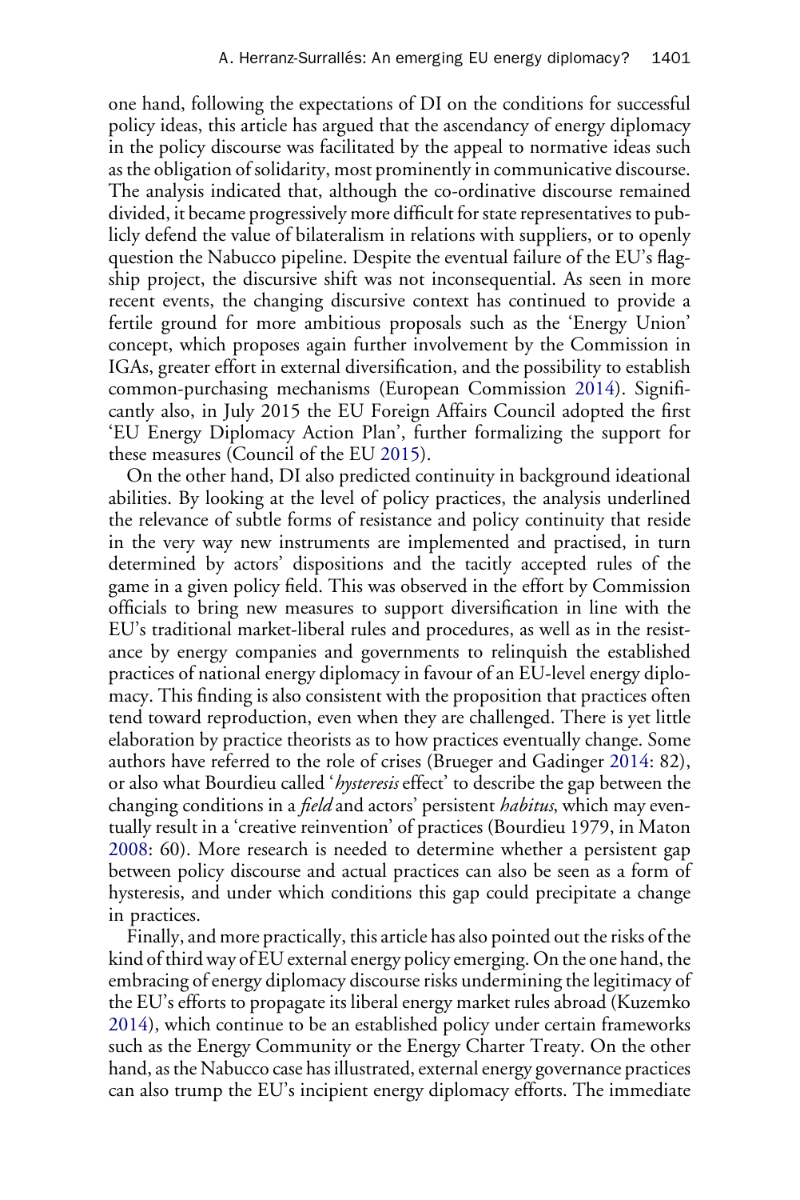one hand, following the expectations of DI on the conditions for successful policy ideas, this article has argued that the ascendancy of energy diplomacy in the policy discourse was facilitated by the appeal to normative ideas such as the obligation of solidarity, most prominently in communicative discourse. The analysis indicated that, although the co-ordinative discourse remained divided, it became progressively more difficult for state representatives to publicly defend the value of bilateralism in relations with suppliers, or to openly question the Nabucco pipeline. Despite the eventual failure of the EU's flagship project, the discursive shift was not inconsequential. As seen in more recent events, the changing discursive context has continued to provide a fertile ground for more ambitious proposals such as the 'Energy Union' concept, which proposes again further involvement by the Commission in IGAs, greater effort in external diversification, and the possibility to establish common-purchasing mechanisms (European Commission 2014). Significantly also, in July 2015 the EU Foreign Affairs Council adopted the first 'EU Energy Diplomacy Action Plan', further formalizing the support for these measures (Council of the EU 2015).

On the other hand, DI also predicted continuity in background ideational abilities. By looking at the level of policy practices, the analysis underlined the relevance of subtle forms of resistance and policy continuity that reside in the very way new instruments are implemented and practised, in turn determined by actors' dispositions and the tacitly accepted rules of the game in a given policy field. This was observed in the effort by Commission officials to bring new measures to support diversification in line with the EU's traditional market-liberal rules and procedures, as well as in the resistance by energy companies and governments to relinquish the established practices of national energy diplomacy in favour of an EU-level energy diplomacy. This finding is also consistent with the proposition that practices often tend toward reproduction, even when they are challenged. There is yet little elaboration by practice theorists as to how practices eventually change. Some authors have referred to the role of crises (Brueger and Gadinger 2014: 82), or also what Bourdieu called '*hysteresis* effect' to describe the gap between the changing conditions in a *field* and actors' persistent *habitus*, which may eventually result in a 'creative reinvention' of practices (Bourdieu 1979, in Maton 2008: 60). More research is needed to determine whether a persistent gap between policy discourse and actual practices can also be seen as a form of hysteresis, and under which conditions this gap could precipitate a change in practices.

Finally, and more practically, this article has also pointed out the risks of the kind of third way of EU external energy policy emerging. On the one hand, the embracing of energy diplomacy discourse risks undermining the legitimacy of the EU's efforts to propagate its liberal energy market rules abroad (Kuzemko 2014), which continue to be an established policy under certain frameworks such as the Energy Community or the Energy Charter Treaty. On the other hand, as the Nabucco case has illustrated, external energy governance practices can also trump the EU's incipient energy diplomacy efforts. The immediate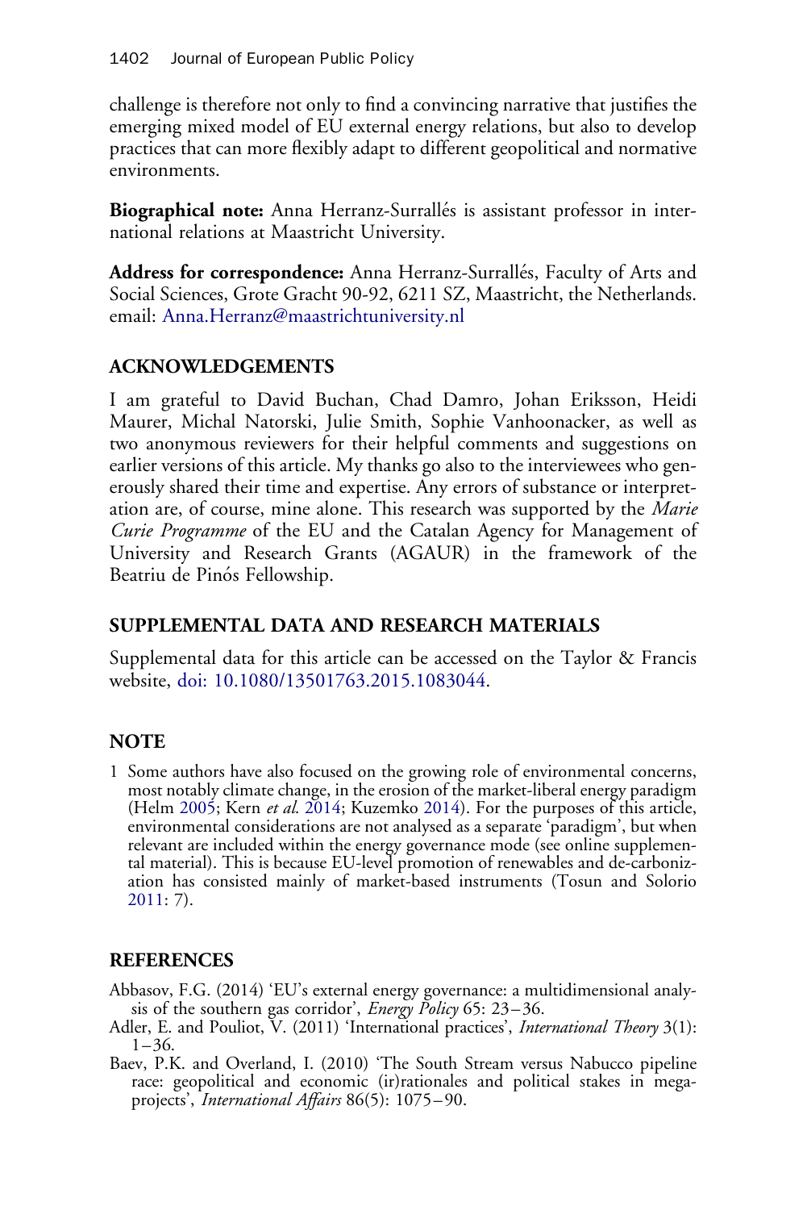challenge is therefore not only to find a convincing narrative that justifies the emerging mixed model of EU external energy relations, but also to develop practices that can more flexibly adapt to different geopolitical and normative environments.

**Biographical note:** Anna Herranz-Surrallés is assistant professor in international relations at Maastricht University.

**Address for correspondence:** Anna Herranz-Surrallés, Faculty of Arts and Social Sciences, Grote Gracht 90-92, 6211 SZ, Maastricht, the Netherlands. email: Anna.Herranz@maastrichtuniversity.nl

## ACKNOWLEDGEMENTS

I am grateful to David Buchan, Chad Damro, Johan Eriksson, Heidi Maurer, Michal Natorski, Julie Smith, Sophie Vanhoonacker, as well as two anonymous reviewers for their helpful comments and suggestions on earlier versions of this article. My thanks go also to the interviewees who generously shared their time and expertise. Any errors of substance or interpretation are, of course, mine alone. This research was supported by the *Marie Curie Programme* of the EU and the Catalan Agency for Management of University and Research Grants (AGAUR) in the framework of the Beatriu de Pinós Fellowship.

## SUPPLEMENTAL DATA AND RESEARCH MATERIALS

Supplemental data for this article can be accessed on the Taylor & Francis website, doi: 10.1080/13501763.2015.1083044.

## NOTE

1 Some authors have also focused on the growing role of environmental concerns, most notably climate change, in the erosion of the market-liberal energy paradigm (Helm 2005; Kern *et al.* 2014; Kuzemko 2014). For the purposes of this article, environmental considerations are not analysed as a separate 'paradigm', but when relevant are included within the energy governance mode (see online supplemental material). This is because EU-level promotion of renewables and de-carbonization has consisted mainly of market-based instruments (Tosun and Solorio 2011: 7).

## REFERENCES

Abbasov, F.G. (2014) 'EU's external energy governance: a multidimensional analysis of the southern gas corridor', *Energy Policy* 65: 23–36.

Adler, E. and Pouliot, V. (2011) 'International practices', *International Theory* 3(1): 1–36.

Baev, P.K. and Overland, I. (2010) 'The South Stream versus Nabucco pipeline race: geopolitical and economic (ir)rationales and political stakes in mega-projects', *International Affairs* 86(5): 1075–90.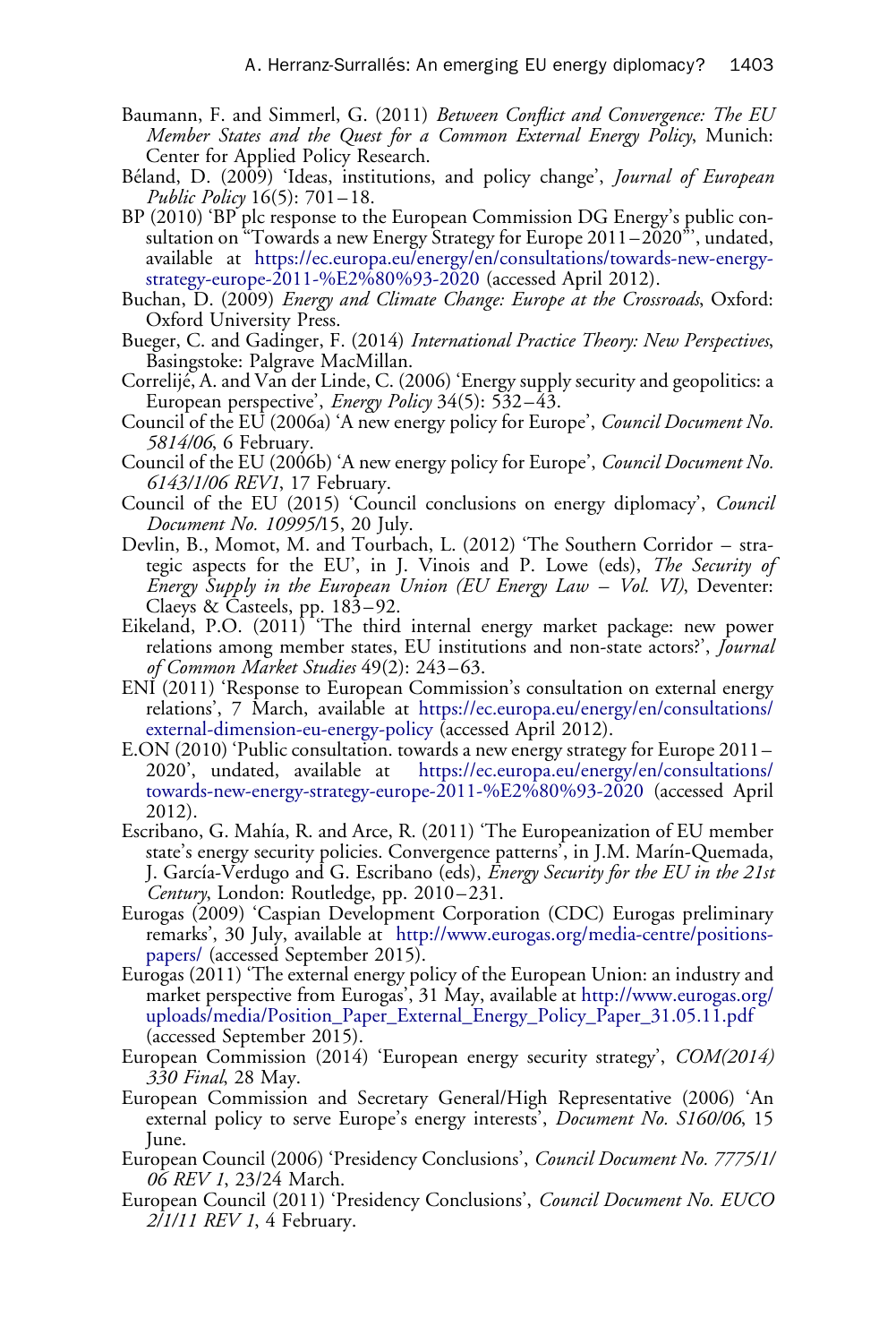Baumann, F. and Simmerl, G. (2011) *Between Conflict and Convergence: The EU Member States and the Quest for a Common External Energy Policy*, Munich: Center for Applied Policy Research.

Béland, D. (2009) 'Ideas, institutions, and policy change', *Journal of European Public Policy* 16(5): 701–18.

BP (2010) 'BP plc response to the European Commission DG Energy's public consultation on "Towards a new Energy Strategy for Europe 2011–2020"', undated, available at https://ec.europa.eu/energy/en/consultations/towards-new-energy-strategy-europe-2011-%E2%80%93-2020 (accessed April 2012).

Buchan, D. (2009) *Energy and Climate Change: Europe at the Crossroads*, Oxford: Oxford University Press.

Bueger, C. and Gadinger, F. (2014) *International Practice Theory: New Perspectives*, Basingstoke: Palgrave MacMillan.

Correlijé, A. and Van der Linde, C. (2006) 'Energy supply security and geopolitics: a European perspective', *Energy Policy* 34(5): 532–43.

Council of the EU (2006a) 'A new energy policy for Europe', *Council Document No. 5814/06*, 6 February.

Council of the EU (2006b) 'A new energy policy for Europe', *Council Document No. 6143/1/06 REV1*, 17 February.

Council of the EU (2015) 'Council conclusions on energy diplomacy', *Council Document No. 10995/15*, 20 July.

Devlin, B., Momot, M. and Tourbach, L. (2012) 'The Southern Corridor – strategic aspects for the EU', in J. Vinois and P. Lowe (eds), *The Security of Energy Supply in the European Union (EU Energy Law – Vol. VI)*, Deventer: Claeys & Casteels, pp. 183–92.

Eikeland, P.O. (2011) 'The third internal energy market package: new power relations among member states, EU institutions and non-state actors?', *Journal of Common Market Studies* 49(2): 243–63.

ENI (2011) 'Response to European Commission's consultation on external energy relations', 7 March, available at https://ec.europa.eu/energy/en/consultations/external-dimension-eu-energy-policy (accessed April 2012).

E.ON (2010) 'Public consultation. towards a new energy strategy for Europe 2011–2020', undated, available at https://ec.europa.eu/energy/en/consultations/towards-new-energy-strategy-europe-2011-%E2%80%93-2020 (accessed April 2012).

Escribano, G. Mahía, R. and Arce, R. (2011) 'The Europeanization of EU member state's energy security policies. Convergence patterns', in J.M. Marín-Quemada, J. García-Verdugo and G. Escribano (eds), *Energy Security for the EU in the 21st Century*, London: Routledge, pp. 2010–231.

Eurogas (2009) 'Caspian Development Corporation (CDC) Eurogas preliminary remarks', 30 July, available at http://www.eurogas.org/media-centre/positions-papers/ (accessed September 2015).

Eurogas (2011) 'The external energy policy of the European Union: an industry and market perspective from Eurogas', 31 May, available at http://www.eurogas.org/uploads/media/Position_Paper_External_Energy_Policy_Paper_31.05.11.pdf (accessed September 2015).

European Commission (2014) 'European energy security strategy', *COM(2014) 330 Final*, 28 May.

European Commission and Secretary General/High Representative (2006) 'An external policy to serve Europe's energy interests', *Document No. S160/06*, 15 June.

European Council (2006) 'Presidency Conclusions', *Council Document No. 7775/1/06 REV 1*, 23/24 March.

European Council (2011) 'Presidency Conclusions', *Council Document No. EUCO 2/1/11 REV 1*, 4 February.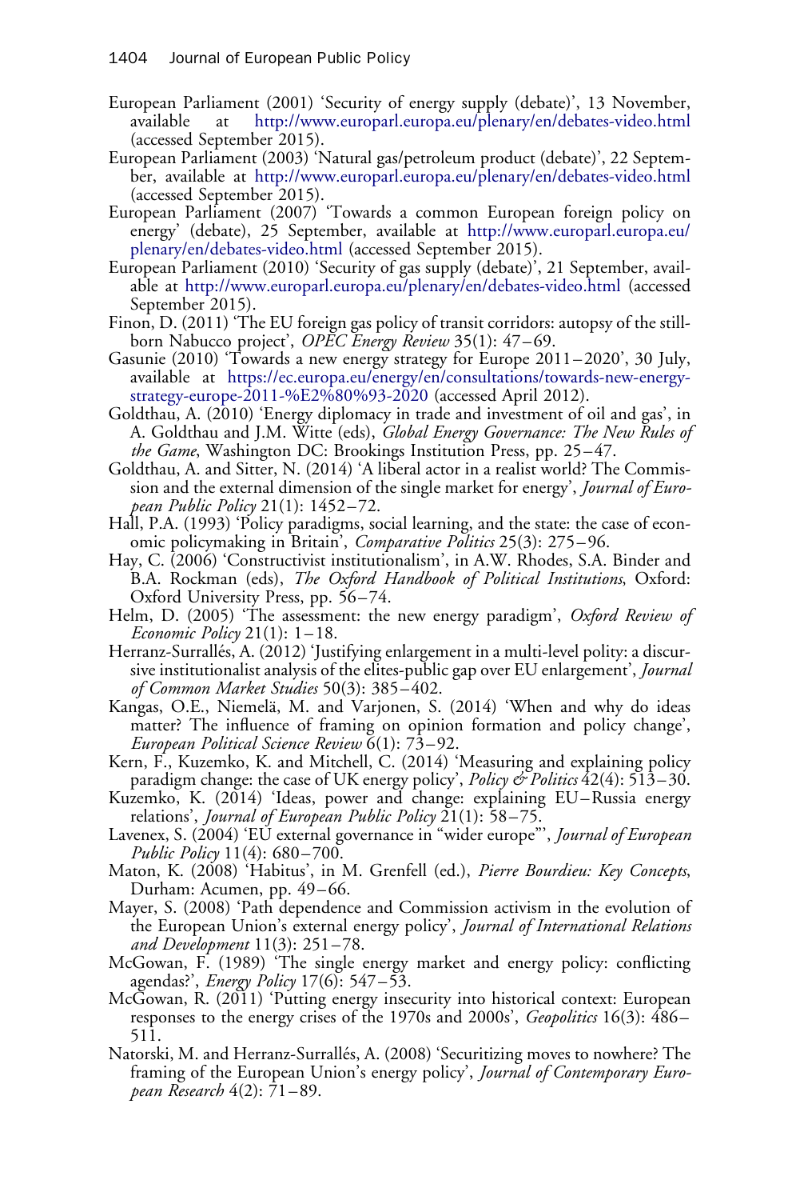European Parliament (2001) 'Security of energy supply (debate)', 13 November, available at http://www.europarl.europa.eu/plenary/en/debates-video.html (accessed September 2015).

European Parliament (2003) 'Natural gas/petroleum product (debate)', 22 September, available at http://www.europarl.europa.eu/plenary/en/debates-video.html (accessed September 2015).

European Parliament (2007) 'Towards a common European foreign policy on energy' (debate), 25 September, available at http://www.europarl.europa.eu/plenary/en/debates-video.html (accessed September 2015).

European Parliament (2010) 'Security of gas supply (debate)', 21 September, available at http://www.europarl.europa.eu/plenary/en/debates-video.html (accessed September 2015).

Finon, D. (2011) 'The EU foreign gas policy of transit corridors: autopsy of the stillborn Nabucco project', *OPEC Energy Review* 35(1): 47–69.

Gasunie (2010) 'Towards a new energy strategy for Europe 2011–2020', 30 July, available at https://ec.europa.eu/energy/en/consultations/towards-new-energy-strategy-europe-2011-%E2%80%93-2020 (accessed April 2012).

Goldthau, A. (2010) 'Energy diplomacy in trade and investment of oil and gas', in A. Goldthau and J.M. Witte (eds), *Global Energy Governance: The New Rules of the Game*, Washington DC: Brookings Institution Press, pp. 25–47.

Goldthau, A. and Sitter, N. (2014) 'A liberal actor in a realist world? The Commission and the external dimension of the single market for energy', *Journal of European Public Policy* 21(1): 1452–72.

Hall, P.A. (1993) 'Policy paradigms, social learning, and the state: the case of economic policymaking in Britain', *Comparative Politics* 25(3): 275–96.

Hay, C. (2006) 'Constructivist institutionalism', in A.W. Rhodes, S.A. Binder and B.A. Rockman (eds), *The Oxford Handbook of Political Institutions*, Oxford: Oxford University Press, pp. 56–74.

Helm, D. (2005) 'The assessment: the new energy paradigm', *Oxford Review of Economic Policy* 21(1): 1–18.

Herranz-Surrallés, A. (2012) 'Justifying enlargement in a multi-level polity: a discursive institutionalist analysis of the elites-public gap over EU enlargement', *Journal of Common Market Studies* 50(3): 385–402.

Kangas, O.E., Niemelä, M. and Varjonen, S. (2014) 'When and why do ideas matter? The influence of framing on opinion formation and policy change', *European Political Science Review* 6(1): 73–92.

Kern, F., Kuzemko, K. and Mitchell, C. (2014) 'Measuring and explaining policy paradigm change: the case of UK energy policy', *Policy & Politics* 42(4): 513–30.

Kuzemko, K. (2014) 'Ideas, power and change: explaining EU–Russia energy relations', *Journal of European Public Policy* 21(1): 58–75.

Lavenex, S. (2004) 'EU external governance in "wider europe"', *Journal of European Public Policy* 11(4): 680–700.

Maton, K. (2008) 'Habitus', in M. Grenfell (ed.), *Pierre Bourdieu: Key Concepts*, Durham: Acumen, pp. 49–66.

Mayer, S. (2008) 'Path dependence and Commission activism in the evolution of the European Union's external energy policy', *Journal of International Relations and Development* 11(3): 251–78.

McGowan, F. (1989) 'The single energy market and energy policy: conflicting agendas?', *Energy Policy* 17(6): 547–53.

McGowan, R. (2011) 'Putting energy insecurity into historical context: European responses to the energy crises of the 1970s and 2000s', *Geopolitics* 16(3): 486–511.

Natorski, M. and Herranz-Surrallés, A. (2008) 'Securitizing moves to nowhere? The framing of the European Union's energy policy', *Journal of Contemporary European Research* 4(2): 71–89.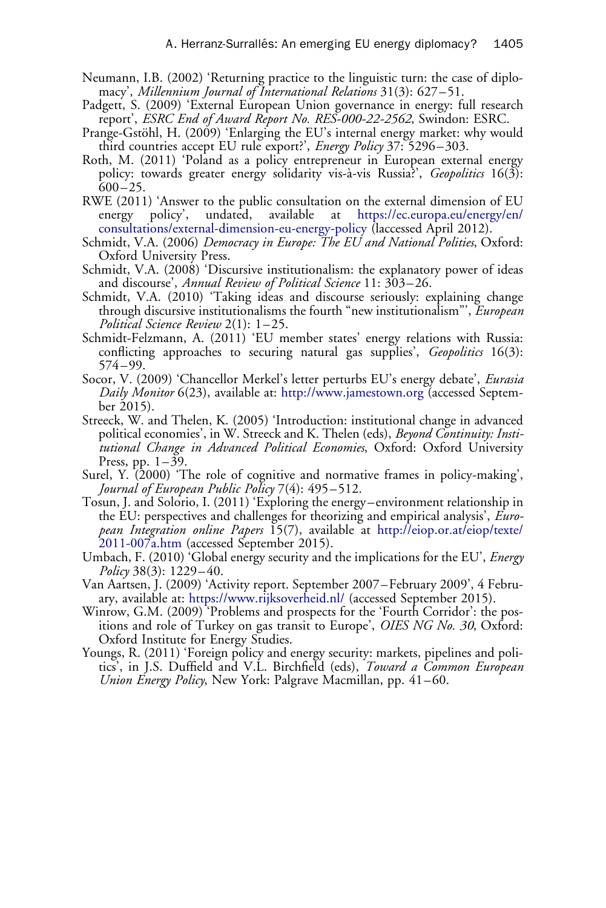Neumann, I.B. (2002) 'Returning practice to the linguistic turn: the case of diplomacy', *Millennium Journal of International Relations* 31(3): 627–51.

Padgett, S. (2009) 'External European Union governance in energy: full research report', *ESRC End of Award Report No. RES-000-22-2562*, Swindon: ESRC.

Prange-Gstöhl, H. (2009) 'Enlarging the EU's internal energy market: why would third countries accept EU rule export?', *Energy Policy* 37: 5296–303.

Roth, M. (2011) 'Poland as a policy entrepreneur in European external energy policy: towards greater energy solidarity vis-à-vis Russia?', *Geopolitics* 16(3): 600–25.

RWE (2011) 'Answer to the public consultation on the external dimension of EU energy policy', undated, available at https://ec.europa.eu/energy/en/consultations/external-dimension-eu-energy-policy (laccessed April 2012).

Schmidt, V.A. (2006) *Democracy in Europe: The EU and National Polities*, Oxford: Oxford University Press.

Schmidt, V.A. (2008) 'Discursive institutionalism: the explanatory power of ideas and discourse', *Annual Review of Political Science* 11: 303–26.

Schmidt, V.A. (2010) 'Taking ideas and discourse seriously: explaining change through discursive institutionalisms the fourth "new institutionalism"', *European Political Science Review* 2(1): 1–25.

Schmidt-Felzmann, A. (2011) 'EU member states' energy relations with Russia: conflicting approaches to securing natural gas supplies', *Geopolitics* 16(3): 574–99.

Socor, V. (2009) 'Chancellor Merkel's letter perturbs EU's energy debate', *Eurasia Daily Monitor* 6(23), available at: http://www.jamestown.org (accessed September 2015).

Streeck, W. and Thelen, K. (2005) 'Introduction: institutional change in advanced political economies', in W. Streeck and K. Thelen (eds), *Beyond Continuity: Institutional Change in Advanced Political Economies*, Oxford: Oxford University Press, pp. 1–39.

Surel, Y. (2000) 'The role of cognitive and normative frames in policy-making', *Journal of European Public Policy* 7(4): 495–512.

Tosun, J. and Solorio, I. (2011) 'Exploring the energy–environment relationship in the EU: perspectives and challenges for theorizing and empirical analysis', *European Integration online Papers* 15(7), available at http://eiop.or.at/eiop/texte/2011-007a.htm (accessed September 2015).

Umbach, F. (2010) 'Global energy security and the implications for the EU', *Energy Policy* 38(3): 1229–40.

Van Aartsen, J. (2009) 'Activity report. September 2007–February 2009', 4 February, available at: https://www.rijksoverheid.nl/ (accessed September 2015).

Winrow, G.M. (2009) 'Problems and prospects for the 'Fourth Corridor': the positions and role of Turkey on gas transit to Europe', *OIES NG No. 30*, Oxford: Oxford Institute for Energy Studies.

Youngs, R. (2011) 'Foreign policy and energy security: markets, pipelines and politics', in J.S. Duffield and V.L. Birchfield (eds), *Toward a Common European Union Energy Policy*, New York: Palgrave Macmillan, pp. 41–60.